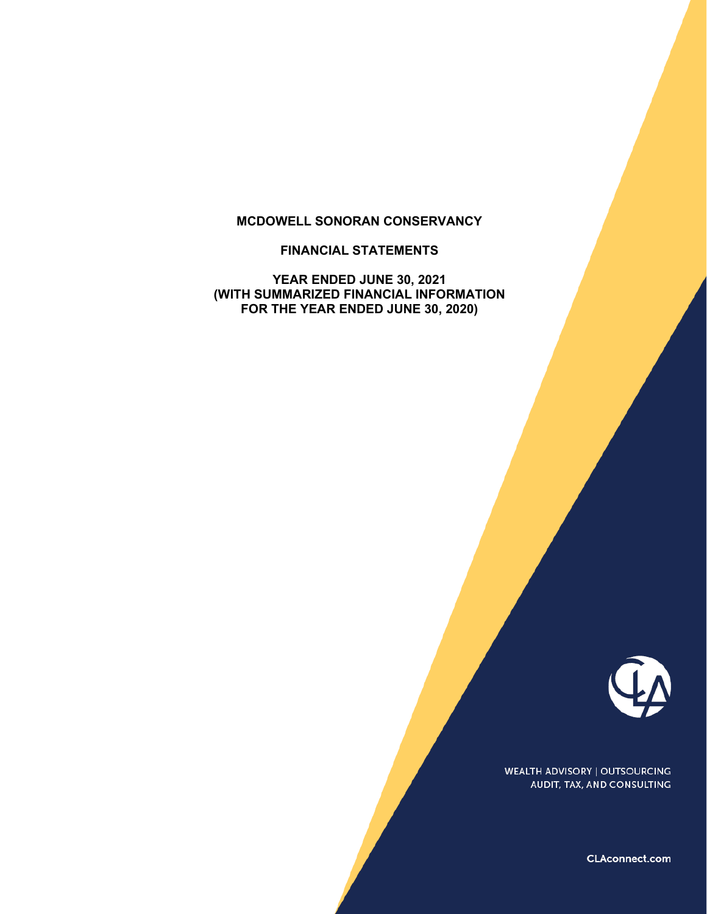# MCDOWELL SONORAN CONSERVANCY

## FINANCIAL STATEMENTS

## YEAR ENDED JUNE 30, 2021
## (WITH SUMMARIZED FINANCIAL INFORMATION FOR THE YEAR ENDED JUNE 30, 2020)

WEALTH ADVISORY | OUTSOURCING
AUDIT, TAX, AND CONSULTING

CLAconnect.com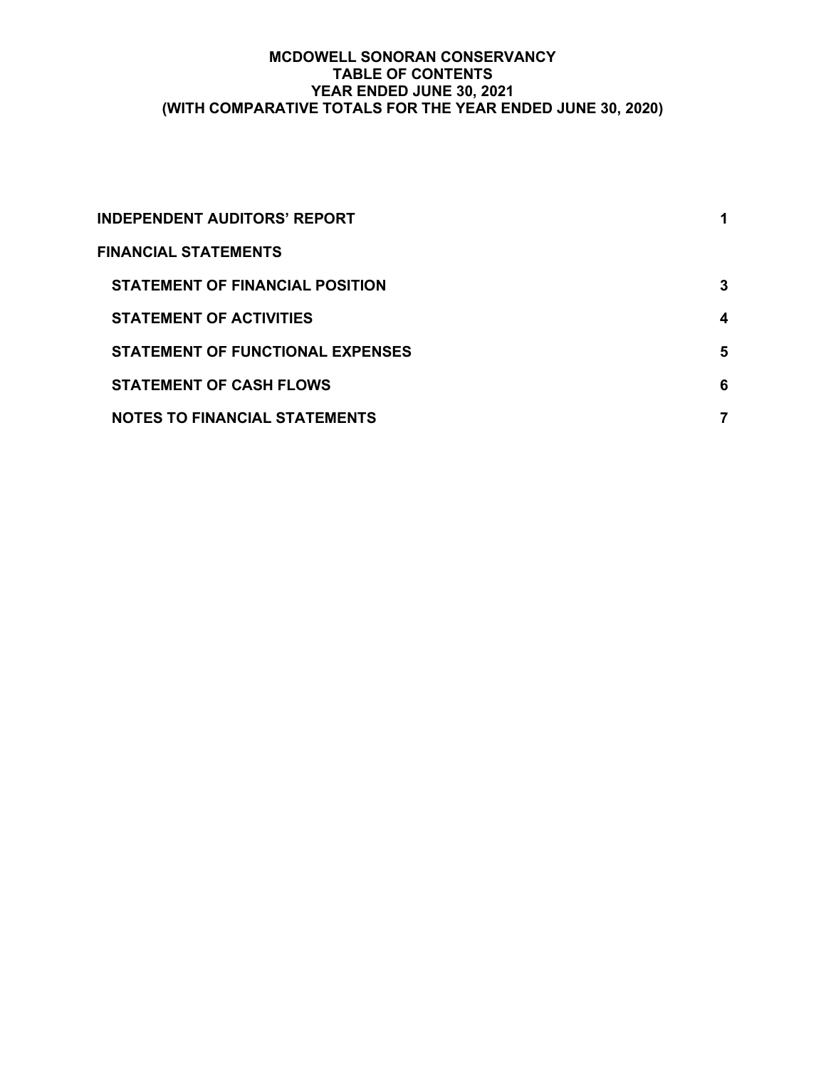# MCDOWELL SONORAN CONSERVANCY
## TABLE OF CONTENTS
## YEAR ENDED JUNE 30, 2021
## (WITH COMPARATIVE TOTALS FOR THE YEAR ENDED JUNE 30, 2020)

| | |
|---|---|
| **INDEPENDENT AUDITORS' REPORT** | **1** |
| **FINANCIAL STATEMENTS** | |
| **STATEMENT OF FINANCIAL POSITION** | **3** |
| **STATEMENT OF ACTIVITIES** | **4** |
| **STATEMENT OF FUNCTIONAL EXPENSES** | **5** |
| **STATEMENT OF CASH FLOWS** | **6** |
| **NOTES TO FINANCIAL STATEMENTS** | **7** |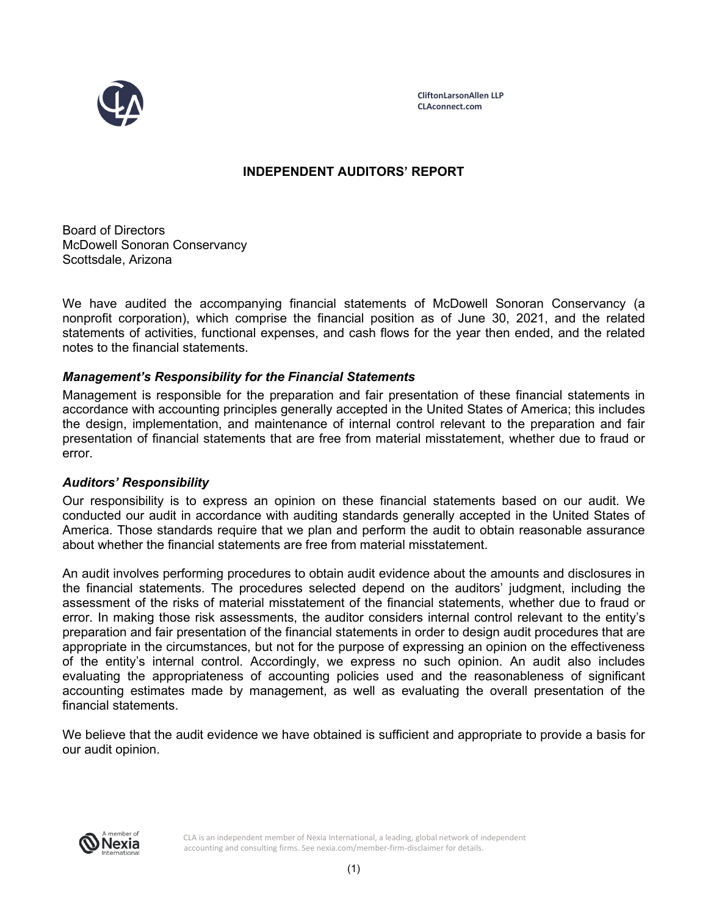CliftonLarsonAllen LLP
CLAconnect.com

# INDEPENDENT AUDITORS' REPORT

Board of Directors
McDowell Sonoran Conservancy
Scottsdale, Arizona

We have audited the accompanying financial statements of McDowell Sonoran Conservancy (a nonprofit corporation), which comprise the financial position as of June 30, 2021, and the related statements of activities, functional expenses, and cash flows for the year then ended, and the related notes to the financial statements.

### *Management's Responsibility for the Financial Statements*

Management is responsible for the preparation and fair presentation of these financial statements in accordance with accounting principles generally accepted in the United States of America; this includes the design, implementation, and maintenance of internal control relevant to the preparation and fair presentation of financial statements that are free from material misstatement, whether due to fraud or error.

### *Auditors' Responsibility*

Our responsibility is to express an opinion on these financial statements based on our audit. We conducted our audit in accordance with auditing standards generally accepted in the United States of America. Those standards require that we plan and perform the audit to obtain reasonable assurance about whether the financial statements are free from material misstatement.

An audit involves performing procedures to obtain audit evidence about the amounts and disclosures in the financial statements. The procedures selected depend on the auditors' judgment, including the assessment of the risks of material misstatement of the financial statements, whether due to fraud or error. In making those risk assessments, the auditor considers internal control relevant to the entity's preparation and fair presentation of the financial statements in order to design audit procedures that are appropriate in the circumstances, but not for the purpose of expressing an opinion on the effectiveness of the entity's internal control. Accordingly, we express no such opinion. An audit also includes evaluating the appropriateness of accounting policies used and the reasonableness of significant accounting estimates made by management, as well as evaluating the overall presentation of the financial statements.

We believe that the audit evidence we have obtained is sufficient and appropriate to provide a basis for our audit opinion.

CLA is an independent member of Nexia International, a leading, global network of independent accounting and consulting firms. See nexia.com/member-firm-disclaimer for details.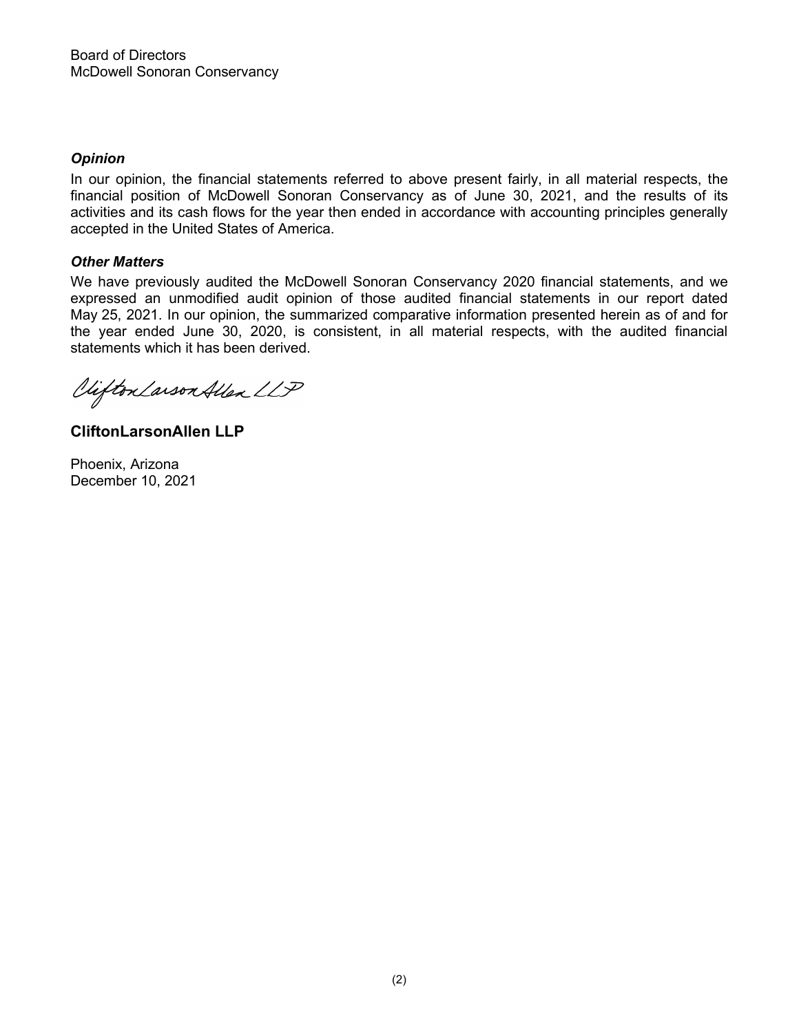Board of Directors
McDowell Sonoran Conservancy

***Opinion***

In our opinion, the financial statements referred to above present fairly, in all material respects, the financial position of McDowell Sonoran Conservancy as of June 30, 2021, and the results of its activities and its cash flows for the year then ended in accordance with accounting principles generally accepted in the United States of America.

***Other Matters***

We have previously audited the McDowell Sonoran Conservancy 2020 financial statements, and we expressed an unmodified audit opinion of those audited financial statements in our report dated May 25, 2021. In our opinion, the summarized comparative information presented herein as of and for the year ended June 30, 2020, is consistent, in all material respects, with the audited financial statements which it has been derived.

CliftonLarsonAllen LLP

**CliftonLarsonAllen LLP**

Phoenix, Arizona
December 10, 2021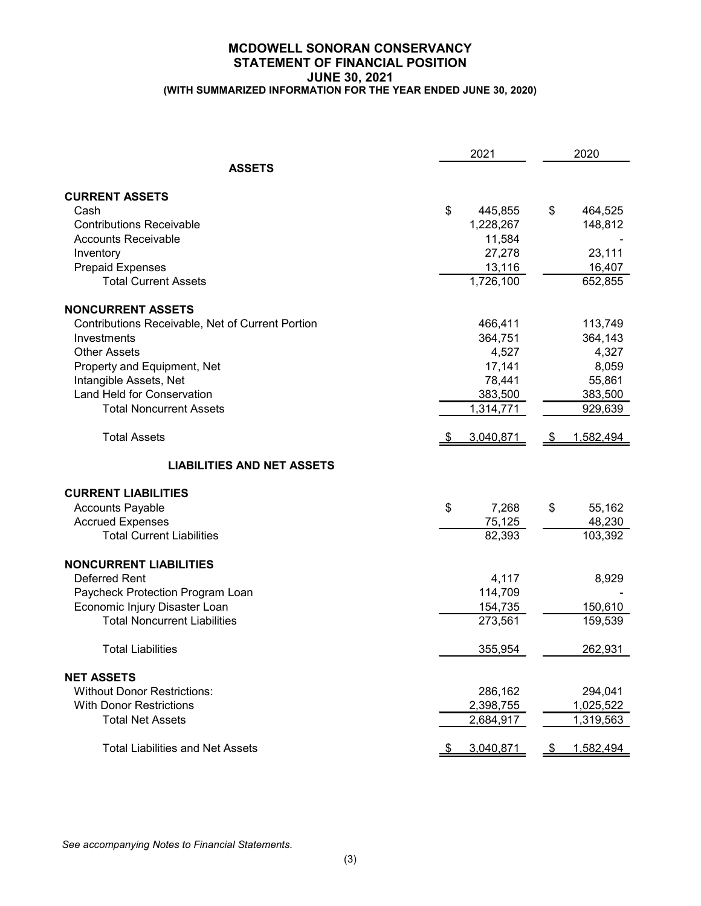# MCDOWELL SONORAN CONSERVANCY
## STATEMENT OF FINANCIAL POSITION
## JUNE 30, 2021
### (WITH SUMMARIZED INFORMATION FOR THE YEAR ENDED JUNE 30, 2020)

| | 2021 | 2020 |
|---|---|---|
| **ASSETS** | | |
| **CURRENT ASSETS** | | |
| Cash | $ 445,855 | $ 464,525 |
| Contributions Receivable | 1,228,267 | 148,812 |
| Accounts Receivable | 11,584 | - |
| Inventory | 27,278 | 23,111 |
| Prepaid Expenses | 13,116 | 16,407 |
| Total Current Assets | 1,726,100 | 652,855 |
| **NONCURRENT ASSETS** | | |
| Contributions Receivable, Net of Current Portion | 466,411 | 113,749 |
| Investments | 364,751 | 364,143 |
| Other Assets | 4,527 | 4,327 |
| Property and Equipment, Net | 17,141 | 8,059 |
| Intangible Assets, Net | 78,441 | 55,861 |
| Land Held for Conservation | 383,500 | 383,500 |
| Total Noncurrent Assets | 1,314,771 | 929,639 |
| Total Assets | $ 3,040,871 | $ 1,582,494 |
| **LIABILITIES AND NET ASSETS** | | |
| **CURRENT LIABILITIES** | | |
| Accounts Payable | $ 7,268 | $ 55,162 |
| Accrued Expenses | 75,125 | 48,230 |
| Total Current Liabilities | 82,393 | 103,392 |
| **NONCURRENT LIABILITIES** | | |
| Deferred Rent | 4,117 | 8,929 |
| Paycheck Protection Program Loan | 114,709 | - |
| Economic Injury Disaster Loan | 154,735 | 150,610 |
| Total Noncurrent Liabilities | 273,561 | 159,539 |
| Total Liabilities | 355,954 | 262,931 |
| **NET ASSETS** | | |
| Without Donor Restrictions: | 286,162 | 294,041 |
| With Donor Restrictions | 2,398,755 | 1,025,522 |
| Total Net Assets | 2,684,917 | 1,319,563 |
| Total Liabilities and Net Assets | $ 3,040,871 | $ 1,582,494 |

*See accompanying Notes to Financial Statements.*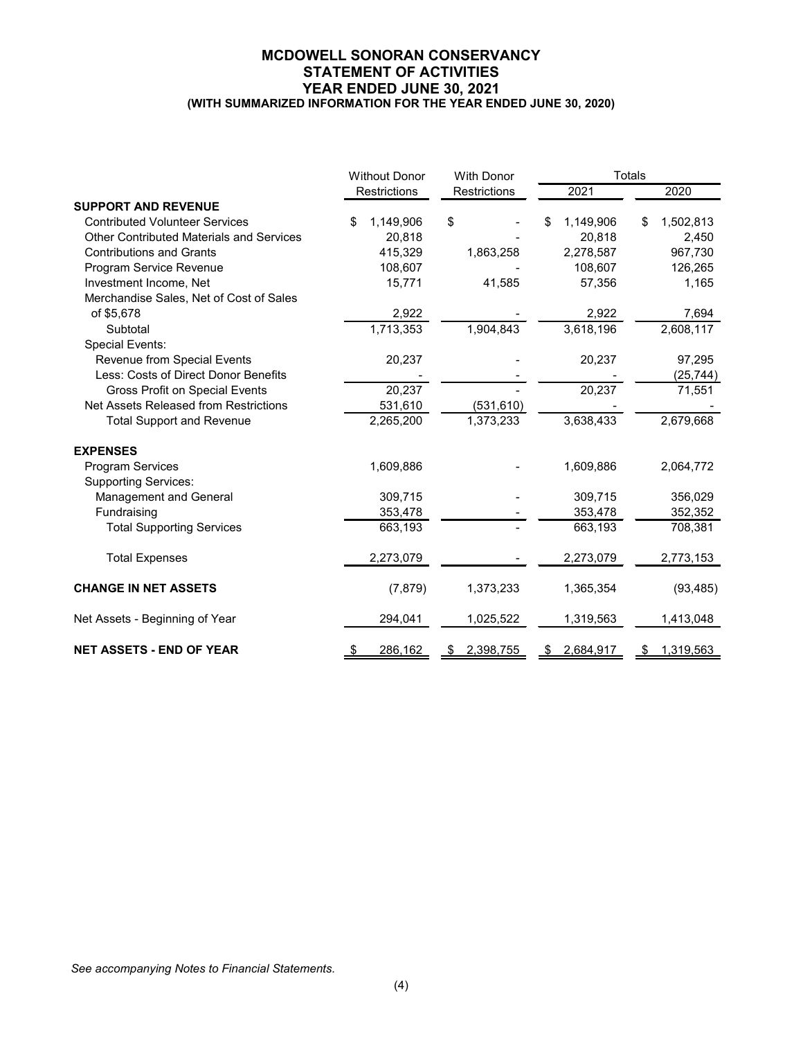# MCDOWELL SONORAN CONSERVANCY
## STATEMENT OF ACTIVITIES
## YEAR ENDED JUNE 30, 2021
### (WITH SUMMARIZED INFORMATION FOR THE YEAR ENDED JUNE 30, 2020)

| | Without Donor Restrictions | With Donor Restrictions | Totals 2021 | Totals 2020 |
|---|---|---|---|---|
| **SUPPORT AND REVENUE** | | | | |
| Contributed Volunteer Services | $ 1,149,906 | $ - | $ 1,149,906 | $ 1,502,813 |
| Other Contributed Materials and Services | 20,818 | - | 20,818 | 2,450 |
| Contributions and Grants | 415,329 | 1,863,258 | 2,278,587 | 967,730 |
| Program Service Revenue | 108,607 | - | 108,607 | 126,265 |
| Investment Income, Net | 15,771 | 41,585 | 57,356 | 1,165 |
| Merchandise Sales, Net of Cost of Sales of $5,678 | 2,922 | - | 2,922 | 7,694 |
| Subtotal | 1,713,353 | 1,904,843 | 3,618,196 | 2,608,117 |
| Special Events: | | | | |
| Revenue from Special Events | 20,237 | - | 20,237 | 97,295 |
| Less: Costs of Direct Donor Benefits | - | - | - | (25,744) |
| Gross Profit on Special Events | 20,237 | - | 20,237 | 71,551 |
| Net Assets Released from Restrictions | 531,610 | (531,610) | - | - |
| Total Support and Revenue | 2,265,200 | 1,373,233 | 3,638,433 | 2,679,668 |
| **EXPENSES** | | | | |
| Program Services | 1,609,886 | - | 1,609,886 | 2,064,772 |
| Supporting Services: | | | | |
| Management and General | 309,715 | - | 309,715 | 356,029 |
| Fundraising | 353,478 | - | 353,478 | 352,352 |
| Total Supporting Services | 663,193 | - | 663,193 | 708,381 |
| Total Expenses | 2,273,079 | - | 2,273,079 | 2,773,153 |
| **CHANGE IN NET ASSETS** | (7,879) | 1,373,233 | 1,365,354 | (93,485) |
| Net Assets - Beginning of Year | 294,041 | 1,025,522 | 1,319,563 | 1,413,048 |
| **NET ASSETS - END OF YEAR** | $ 286,162 | $ 2,398,755 | $ 2,684,917 | $ 1,319,563 |

*See accompanying Notes to Financial Statements.*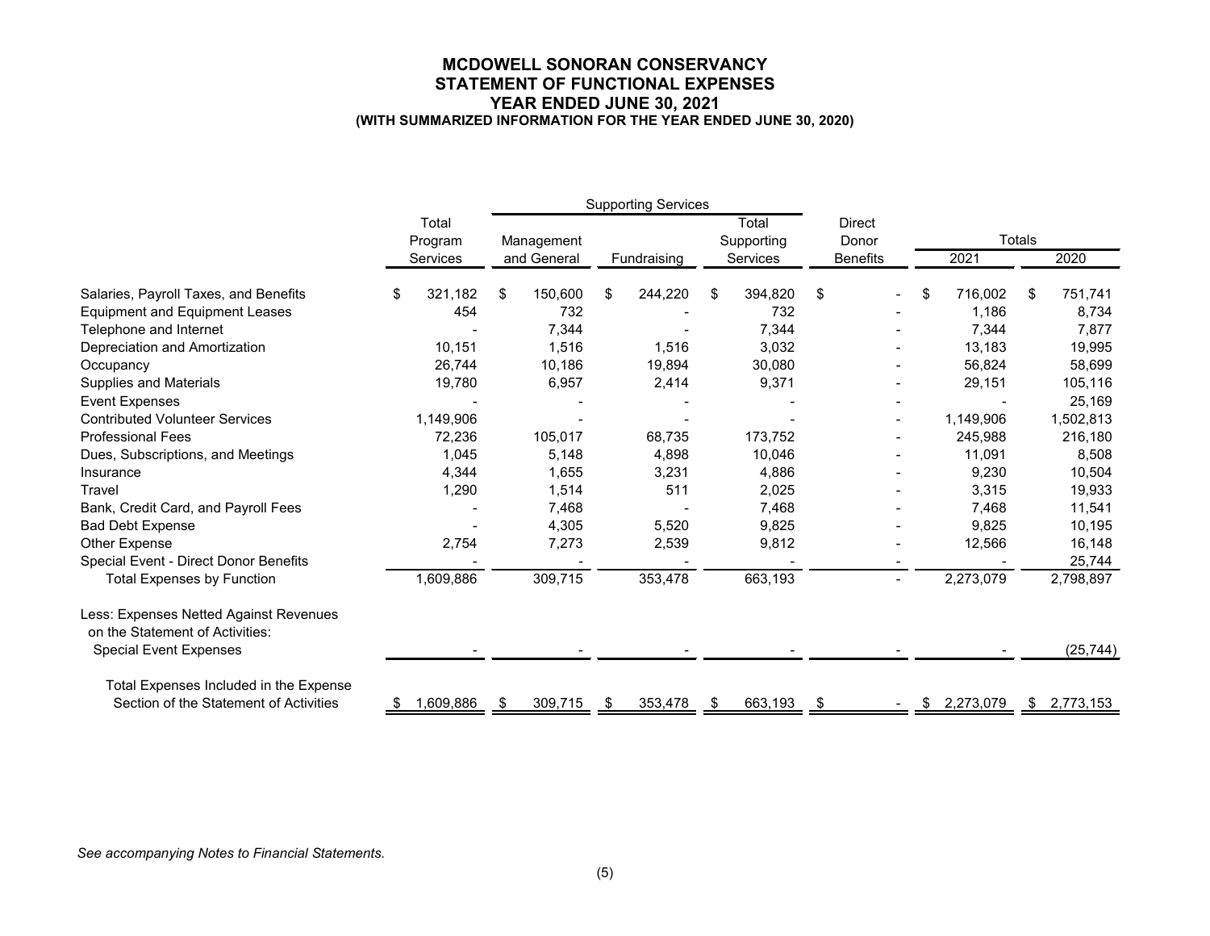# MCDOWELL SONORAN CONSERVANCY
## STATEMENT OF FUNCTIONAL EXPENSES
## YEAR ENDED JUNE 30, 2021
### (WITH SUMMARIZED INFORMATION FOR THE YEAR ENDED JUNE 30, 2020)

| | Total Program Services | Supporting Services | | | Direct Donor Benefits | Totals | |
|---|---|---|---|---|---|---|---|
| | | Management and General | Fundraising | Total Supporting Services | | 2021 | 2020 |
| Salaries, Payroll Taxes, and Benefits | $ 321,182 | $ 150,600 | $ 244,220 | $ 394,820 | $ - | $ 716,002 | $ 751,741 |
| Equipment and Equipment Leases | 454 | 732 | - | 732 | - | 1,186 | 8,734 |
| Telephone and Internet | - | 7,344 | - | 7,344 | - | 7,344 | 7,877 |
| Depreciation and Amortization | 10,151 | 1,516 | 1,516 | 3,032 | - | 13,183 | 19,995 |
| Occupancy | 26,744 | 10,186 | 19,894 | 30,080 | - | 56,824 | 58,699 |
| Supplies and Materials | 19,780 | 6,957 | 2,414 | 9,371 | - | 29,151 | 105,116 |
| Event Expenses | - | - | - | - | - | - | 25,169 |
| Contributed Volunteer Services | 1,149,906 | - | - | - | - | 1,149,906 | 1,502,813 |
| Professional Fees | 72,236 | 105,017 | 68,735 | 173,752 | - | 245,988 | 216,180 |
| Dues, Subscriptions, and Meetings | 1,045 | 5,148 | 4,898 | 10,046 | - | 11,091 | 8,508 |
| Insurance | 4,344 | 1,655 | 3,231 | 4,886 | - | 9,230 | 10,504 |
| Travel | 1,290 | 1,514 | 511 | 2,025 | - | 3,315 | 19,933 |
| Bank, Credit Card, and Payroll Fees | - | 7,468 | - | 7,468 | - | 7,468 | 11,541 |
| Bad Debt Expense | - | 4,305 | 5,520 | 9,825 | - | 9,825 | 10,195 |
| Other Expense | 2,754 | 7,273 | 2,539 | 9,812 | - | 12,566 | 16,148 |
| Special Event - Direct Donor Benefits | - | - | - | - | - | - | 25,744 |
| Total Expenses by Function | 1,609,886 | 309,715 | 353,478 | 663,193 | - | 2,273,079 | 2,798,897 |
| Less: Expenses Netted Against Revenues on the Statement of Activities: | | | | | | | |
| Special Event Expenses | - | - | - | - | - | - | (25,744) |
| Total Expenses Included in the Expense Section of the Statement of Activities | $ 1,609,886 | $ 309,715 | $ 353,478 | $ 663,193 | $ - | $ 2,273,079 | $ 2,773,153 |

*See accompanying Notes to Financial Statements.*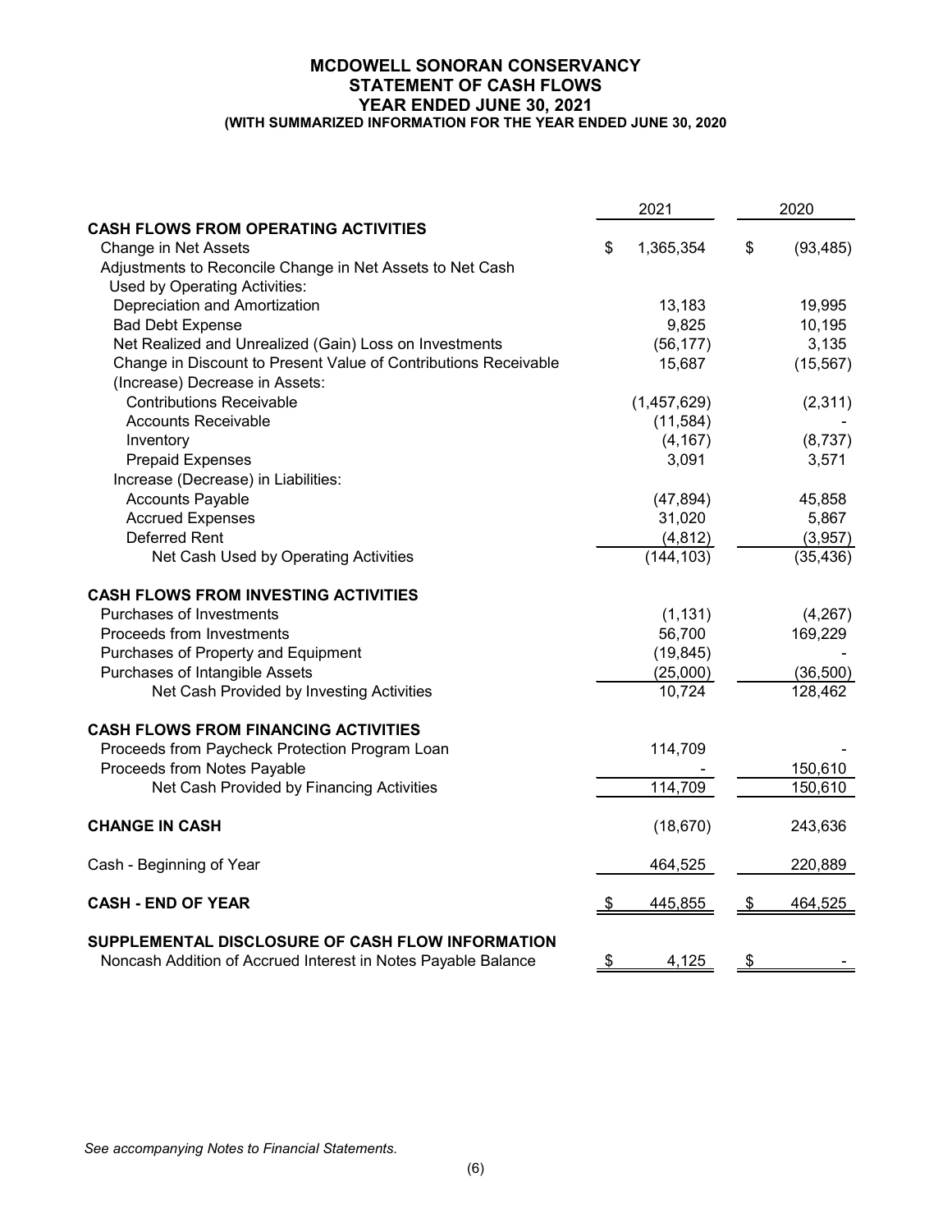# MCDOWELL SONORAN CONSERVANCY
## STATEMENT OF CASH FLOWS
### YEAR ENDED JUNE 30, 2021
#### (WITH SUMMARIZED INFORMATION FOR THE YEAR ENDED JUNE 30, 2020

| | 2021 | 2020 |
|---|---|---|
| **CASH FLOWS FROM OPERATING ACTIVITIES** | | |
| Change in Net Assets | $ 1,365,354 | $ (93,485) |
| Adjustments to Reconcile Change in Net Assets to Net Cash Used by Operating Activities: | | |
| Depreciation and Amortization | 13,183 | 19,995 |
| Bad Debt Expense | 9,825 | 10,195 |
| Net Realized and Unrealized (Gain) Loss on Investments | (56,177) | 3,135 |
| Change in Discount to Present Value of Contributions Receivable | 15,687 | (15,567) |
| (Increase) Decrease in Assets: | | |
| Contributions Receivable | (1,457,629) | (2,311) |
| Accounts Receivable | (11,584) | - |
| Inventory | (4,167) | (8,737) |
| Prepaid Expenses | 3,091 | 3,571 |
| Increase (Decrease) in Liabilities: | | |
| Accounts Payable | (47,894) | 45,858 |
| Accrued Expenses | 31,020 | 5,867 |
| Deferred Rent | (4,812) | (3,957) |
| Net Cash Used by Operating Activities | (144,103) | (35,436) |
| **CASH FLOWS FROM INVESTING ACTIVITIES** | | |
| Purchases of Investments | (1,131) | (4,267) |
| Proceeds from Investments | 56,700 | 169,229 |
| Purchases of Property and Equipment | (19,845) | - |
| Purchases of Intangible Assets | (25,000) | (36,500) |
| Net Cash Provided by Investing Activities | 10,724 | 128,462 |
| **CASH FLOWS FROM FINANCING ACTIVITIES** | | |
| Proceeds from Paycheck Protection Program Loan | 114,709 | - |
| Proceeds from Notes Payable | - | 150,610 |
| Net Cash Provided by Financing Activities | 114,709 | 150,610 |
| **CHANGE IN CASH** | (18,670) | 243,636 |
| Cash - Beginning of Year | 464,525 | 220,889 |
| **CASH - END OF YEAR** | $ 445,855 | $ 464,525 |
| **SUPPLEMENTAL DISCLOSURE OF CASH FLOW INFORMATION** | | |
| Noncash Addition of Accrued Interest in Notes Payable Balance | $ 4,125 | $ - |

*See accompanying Notes to Financial Statements.*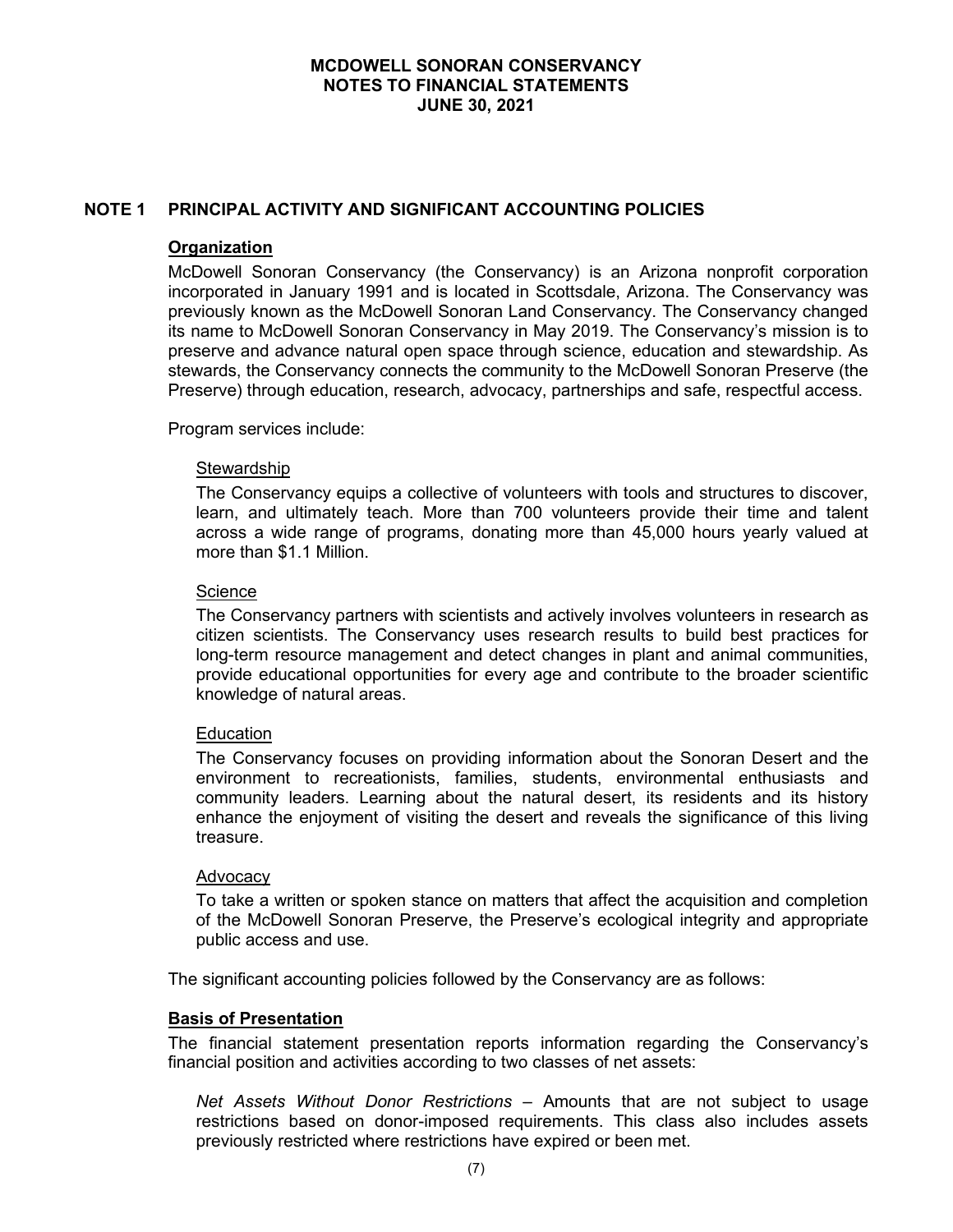# MCDOWELL SONORAN CONSERVANCY
# NOTES TO FINANCIAL STATEMENTS
# JUNE 30, 2021

## NOTE 1 PRINCIPAL ACTIVITY AND SIGNIFICANT ACCOUNTING POLICIES

### Organization

McDowell Sonoran Conservancy (the Conservancy) is an Arizona nonprofit corporation incorporated in January 1991 and is located in Scottsdale, Arizona. The Conservancy was previously known as the McDowell Sonoran Land Conservancy. The Conservancy changed its name to McDowell Sonoran Conservancy in May 2019. The Conservancy's mission is to preserve and advance natural open space through science, education and stewardship. As stewards, the Conservancy connects the community to the McDowell Sonoran Preserve (the Preserve) through education, research, advocacy, partnerships and safe, respectful access.

Program services include:

#### Stewardship

The Conservancy equips a collective of volunteers with tools and structures to discover, learn, and ultimately teach. More than 700 volunteers provide their time and talent across a wide range of programs, donating more than 45,000 hours yearly valued at more than $1.1 Million.

#### Science

The Conservancy partners with scientists and actively involves volunteers in research as citizen scientists. The Conservancy uses research results to build best practices for long-term resource management and detect changes in plant and animal communities, provide educational opportunities for every age and contribute to the broader scientific knowledge of natural areas.

#### Education

The Conservancy focuses on providing information about the Sonoran Desert and the environment to recreationists, families, students, environmental enthusiasts and community leaders. Learning about the natural desert, its residents and its history enhance the enjoyment of visiting the desert and reveals the significance of this living treasure.

#### Advocacy

To take a written or spoken stance on matters that affect the acquisition and completion of the McDowell Sonoran Preserve, the Preserve's ecological integrity and appropriate public access and use.

The significant accounting policies followed by the Conservancy are as follows:

### Basis of Presentation

The financial statement presentation reports information regarding the Conservancy's financial position and activities according to two classes of net assets:

*Net Assets Without Donor Restrictions* – Amounts that are not subject to usage restrictions based on donor-imposed requirements. This class also includes assets previously restricted where restrictions have expired or been met.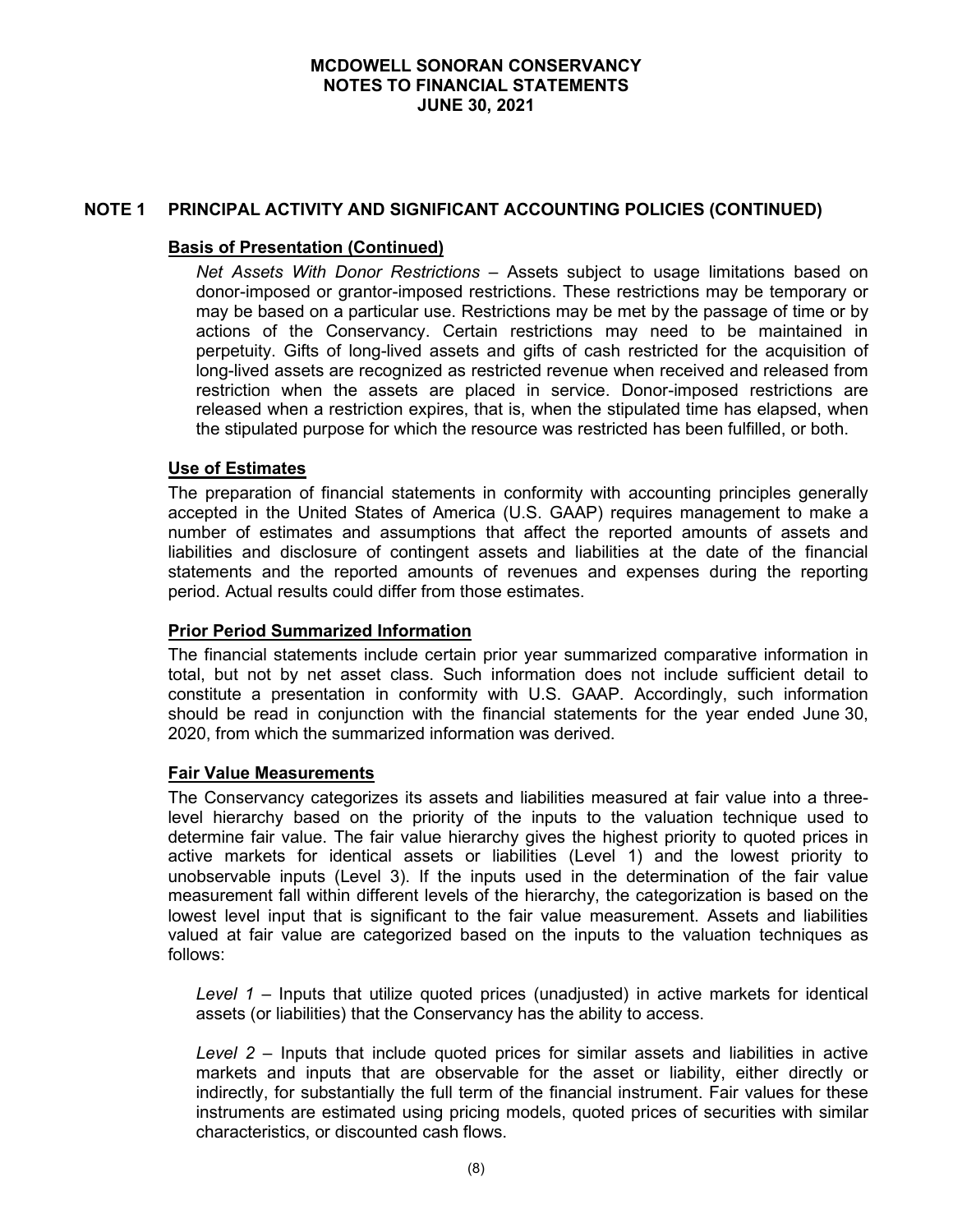## NOTE 1 PRINCIPAL ACTIVITY AND SIGNIFICANT ACCOUNTING POLICIES (CONTINUED)

### Basis of Presentation (Continued)

*Net Assets With Donor Restrictions* – Assets subject to usage limitations based on donor-imposed or grantor-imposed restrictions. These restrictions may be temporary or may be based on a particular use. Restrictions may be met by the passage of time or by actions of the Conservancy. Certain restrictions may need to be maintained in perpetuity. Gifts of long-lived assets and gifts of cash restricted for the acquisition of long-lived assets are recognized as restricted revenue when received and released from restriction when the assets are placed in service. Donor-imposed restrictions are released when a restriction expires, that is, when the stipulated time has elapsed, when the stipulated purpose for which the resource was restricted has been fulfilled, or both.

### Use of Estimates

The preparation of financial statements in conformity with accounting principles generally accepted in the United States of America (U.S. GAAP) requires management to make a number of estimates and assumptions that affect the reported amounts of assets and liabilities and disclosure of contingent assets and liabilities at the date of the financial statements and the reported amounts of revenues and expenses during the reporting period. Actual results could differ from those estimates.

### Prior Period Summarized Information

The financial statements include certain prior year summarized comparative information in total, but not by net asset class. Such information does not include sufficient detail to constitute a presentation in conformity with U.S. GAAP. Accordingly, such information should be read in conjunction with the financial statements for the year ended June 30, 2020, from which the summarized information was derived.

### Fair Value Measurements

The Conservancy categorizes its assets and liabilities measured at fair value into a three-level hierarchy based on the priority of the inputs to the valuation technique used to determine fair value. The fair value hierarchy gives the highest priority to quoted prices in active markets for identical assets or liabilities (Level 1) and the lowest priority to unobservable inputs (Level 3). If the inputs used in the determination of the fair value measurement fall within different levels of the hierarchy, the categorization is based on the lowest level input that is significant to the fair value measurement. Assets and liabilities valued at fair value are categorized based on the inputs to the valuation techniques as follows:

*Level 1* – Inputs that utilize quoted prices (unadjusted) in active markets for identical assets (or liabilities) that the Conservancy has the ability to access.

*Level 2* – Inputs that include quoted prices for similar assets and liabilities in active markets and inputs that are observable for the asset or liability, either directly or indirectly, for substantially the full term of the financial instrument. Fair values for these instruments are estimated using pricing models, quoted prices of securities with similar characteristics, or discounted cash flows.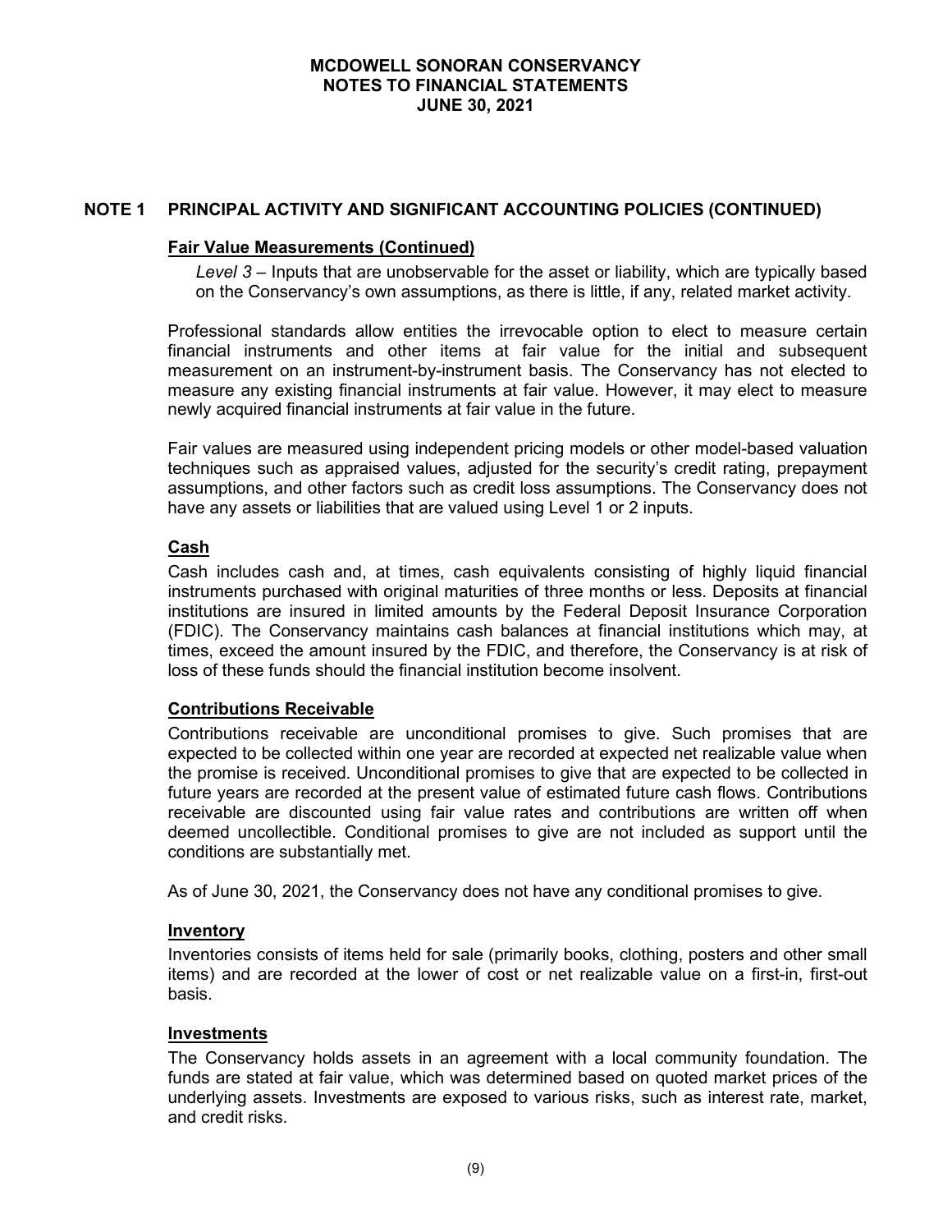## NOTE 1 PRINCIPAL ACTIVITY AND SIGNIFICANT ACCOUNTING POLICIES (CONTINUED)

### Fair Value Measurements (Continued)

*Level 3* – Inputs that are unobservable for the asset or liability, which are typically based on the Conservancy's own assumptions, as there is little, if any, related market activity.

Professional standards allow entities the irrevocable option to elect to measure certain financial instruments and other items at fair value for the initial and subsequent measurement on an instrument-by-instrument basis. The Conservancy has not elected to measure any existing financial instruments at fair value. However, it may elect to measure newly acquired financial instruments at fair value in the future.

Fair values are measured using independent pricing models or other model-based valuation techniques such as appraised values, adjusted for the security's credit rating, prepayment assumptions, and other factors such as credit loss assumptions. The Conservancy does not have any assets or liabilities that are valued using Level 1 or 2 inputs.

### Cash

Cash includes cash and, at times, cash equivalents consisting of highly liquid financial instruments purchased with original maturities of three months or less. Deposits at financial institutions are insured in limited amounts by the Federal Deposit Insurance Corporation (FDIC). The Conservancy maintains cash balances at financial institutions which may, at times, exceed the amount insured by the FDIC, and therefore, the Conservancy is at risk of loss of these funds should the financial institution become insolvent.

### Contributions Receivable

Contributions receivable are unconditional promises to give. Such promises that are expected to be collected within one year are recorded at expected net realizable value when the promise is received. Unconditional promises to give that are expected to be collected in future years are recorded at the present value of estimated future cash flows. Contributions receivable are discounted using fair value rates and contributions are written off when deemed uncollectible. Conditional promises to give are not included as support until the conditions are substantially met.

As of June 30, 2021, the Conservancy does not have any conditional promises to give.

### Inventory

Inventories consists of items held for sale (primarily books, clothing, posters and other small items) and are recorded at the lower of cost or net realizable value on a first-in, first-out basis.

### Investments

The Conservancy holds assets in an agreement with a local community foundation. The funds are stated at fair value, which was determined based on quoted market prices of the underlying assets. Investments are exposed to various risks, such as interest rate, market, and credit risks.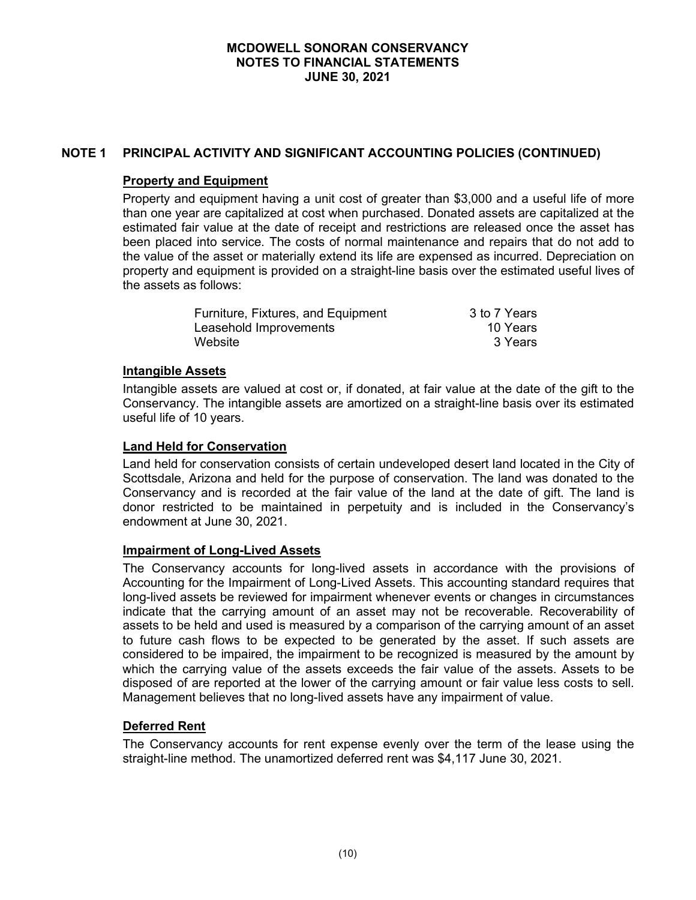## NOTE 1 PRINCIPAL ACTIVITY AND SIGNIFICANT ACCOUNTING POLICIES (CONTINUED)

### Property and Equipment

Property and equipment having a unit cost of greater than $3,000 and a useful life of more than one year are capitalized at cost when purchased. Donated assets are capitalized at the estimated fair value at the date of receipt and restrictions are released once the asset has been placed into service. The costs of normal maintenance and repairs that do not add to the value of the asset or materially extend its life are expensed as incurred. Depreciation on property and equipment is provided on a straight-line basis over the estimated useful lives of the assets as follows:

| | |
|---|---|
| Furniture, Fixtures, and Equipment | 3 to 7 Years |
| Leasehold Improvements | 10 Years |
| Website | 3 Years |

### Intangible Assets

Intangible assets are valued at cost or, if donated, at fair value at the date of the gift to the Conservancy. The intangible assets are amortized on a straight-line basis over its estimated useful life of 10 years.

### Land Held for Conservation

Land held for conservation consists of certain undeveloped desert land located in the City of Scottsdale, Arizona and held for the purpose of conservation. The land was donated to the Conservancy and is recorded at the fair value of the land at the date of gift. The land is donor restricted to be maintained in perpetuity and is included in the Conservancy's endowment at June 30, 2021.

### Impairment of Long-Lived Assets

The Conservancy accounts for long-lived assets in accordance with the provisions of Accounting for the Impairment of Long-Lived Assets. This accounting standard requires that long-lived assets be reviewed for impairment whenever events or changes in circumstances indicate that the carrying amount of an asset may not be recoverable. Recoverability of assets to be held and used is measured by a comparison of the carrying amount of an asset to future cash flows to be expected to be generated by the asset. If such assets are considered to be impaired, the impairment to be recognized is measured by the amount by which the carrying value of the assets exceeds the fair value of the assets. Assets to be disposed of are reported at the lower of the carrying amount or fair value less costs to sell. Management believes that no long-lived assets have any impairment of value.

### Deferred Rent

The Conservancy accounts for rent expense evenly over the term of the lease using the straight-line method. The unamortized deferred rent was $4,117 June 30, 2021.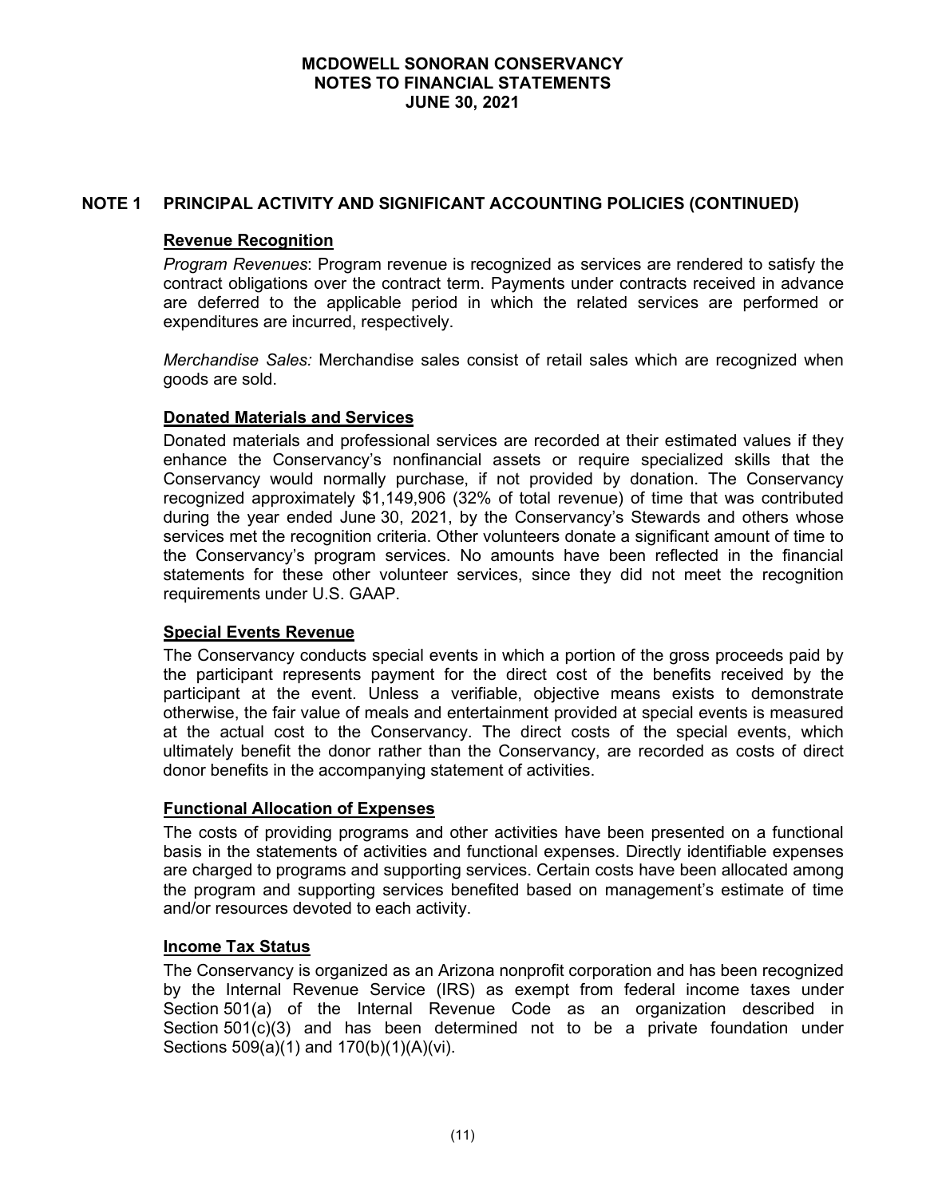## NOTE 1 PRINCIPAL ACTIVITY AND SIGNIFICANT ACCOUNTING POLICIES (CONTINUED)

### Revenue Recognition

*Program Revenues*: Program revenue is recognized as services are rendered to satisfy the contract obligations over the contract term. Payments under contracts received in advance are deferred to the applicable period in which the related services are performed or expenditures are incurred, respectively.

*Merchandise Sales:* Merchandise sales consist of retail sales which are recognized when goods are sold.

### Donated Materials and Services

Donated materials and professional services are recorded at their estimated values if they enhance the Conservancy's nonfinancial assets or require specialized skills that the Conservancy would normally purchase, if not provided by donation. The Conservancy recognized approximately $1,149,906 (32% of total revenue) of time that was contributed during the year ended June 30, 2021, by the Conservancy's Stewards and others whose services met the recognition criteria. Other volunteers donate a significant amount of time to the Conservancy's program services. No amounts have been reflected in the financial statements for these other volunteer services, since they did not meet the recognition requirements under U.S. GAAP.

### Special Events Revenue

The Conservancy conducts special events in which a portion of the gross proceeds paid by the participant represents payment for the direct cost of the benefits received by the participant at the event. Unless a verifiable, objective means exists to demonstrate otherwise, the fair value of meals and entertainment provided at special events is measured at the actual cost to the Conservancy. The direct costs of the special events, which ultimately benefit the donor rather than the Conservancy, are recorded as costs of direct donor benefits in the accompanying statement of activities.

### Functional Allocation of Expenses

The costs of providing programs and other activities have been presented on a functional basis in the statements of activities and functional expenses. Directly identifiable expenses are charged to programs and supporting services. Certain costs have been allocated among the program and supporting services benefited based on management's estimate of time and/or resources devoted to each activity.

### Income Tax Status

The Conservancy is organized as an Arizona nonprofit corporation and has been recognized by the Internal Revenue Service (IRS) as exempt from federal income taxes under Section 501(a) of the Internal Revenue Code as an organization described in Section 501(c)(3) and has been determined not to be a private foundation under Sections 509(a)(1) and 170(b)(1)(A)(vi).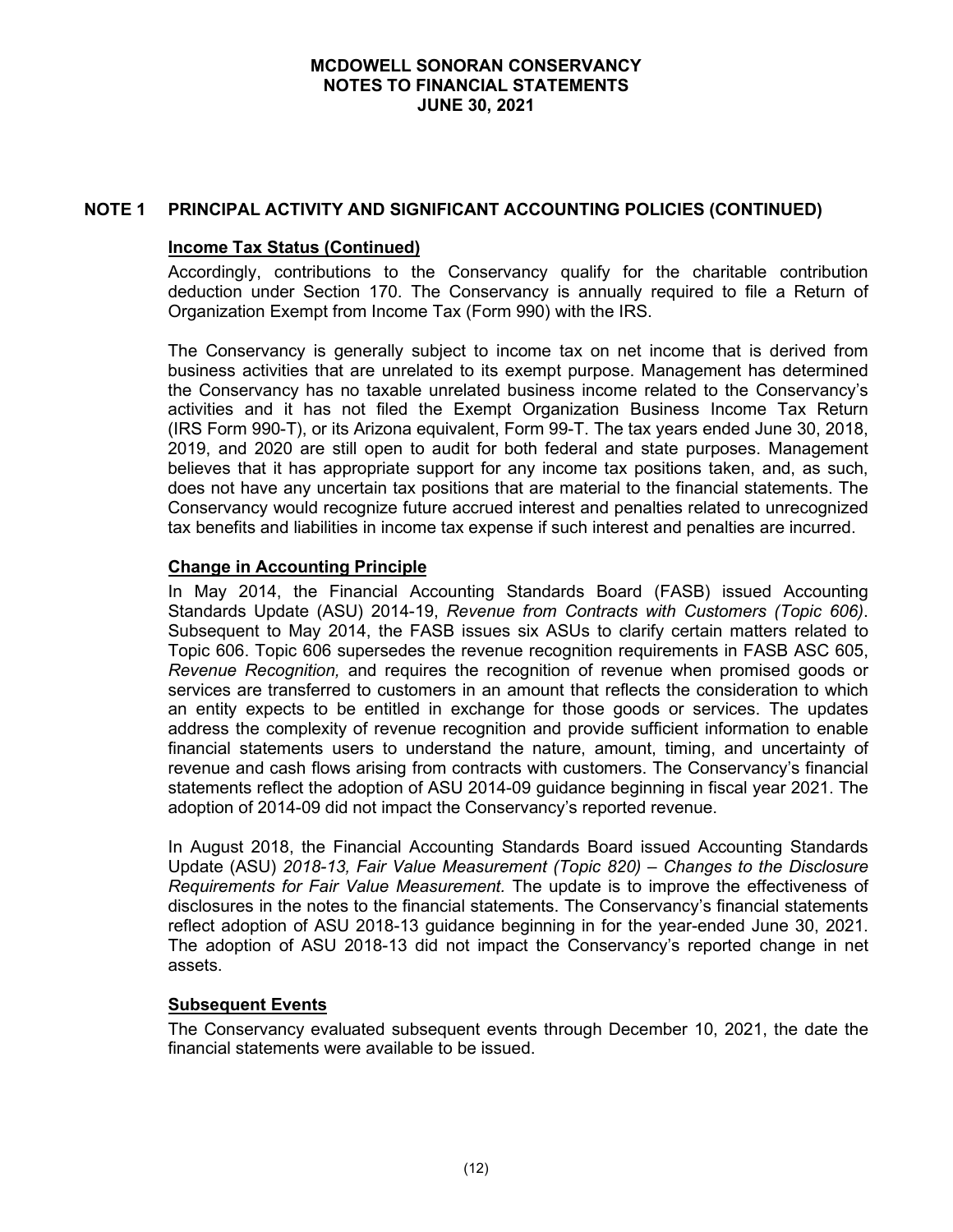## NOTE 1 PRINCIPAL ACTIVITY AND SIGNIFICANT ACCOUNTING POLICIES (CONTINUED)

### Income Tax Status (Continued)

Accordingly, contributions to the Conservancy qualify for the charitable contribution deduction under Section 170. The Conservancy is annually required to file a Return of Organization Exempt from Income Tax (Form 990) with the IRS.

The Conservancy is generally subject to income tax on net income that is derived from business activities that are unrelated to its exempt purpose. Management has determined the Conservancy has no taxable unrelated business income related to the Conservancy's activities and it has not filed the Exempt Organization Business Income Tax Return (IRS Form 990-T), or its Arizona equivalent, Form 99-T. The tax years ended June 30, 2018, 2019, and 2020 are still open to audit for both federal and state purposes. Management believes that it has appropriate support for any income tax positions taken, and, as such, does not have any uncertain tax positions that are material to the financial statements. The Conservancy would recognize future accrued interest and penalties related to unrecognized tax benefits and liabilities in income tax expense if such interest and penalties are incurred.

### Change in Accounting Principle

In May 2014, the Financial Accounting Standards Board (FASB) issued Accounting Standards Update (ASU) 2014-19, *Revenue from Contracts with Customers (Topic 606)*. Subsequent to May 2014, the FASB issues six ASUs to clarify certain matters related to Topic 606. Topic 606 supersedes the revenue recognition requirements in FASB ASC 605, *Revenue Recognition,* and requires the recognition of revenue when promised goods or services are transferred to customers in an amount that reflects the consideration to which an entity expects to be entitled in exchange for those goods or services. The updates address the complexity of revenue recognition and provide sufficient information to enable financial statements users to understand the nature, amount, timing, and uncertainty of revenue and cash flows arising from contracts with customers. The Conservancy's financial statements reflect the adoption of ASU 2014-09 guidance beginning in fiscal year 2021. The adoption of 2014-09 did not impact the Conservancy's reported revenue.

In August 2018, the Financial Accounting Standards Board issued Accounting Standards Update (ASU) *2018-13, Fair Value Measurement (Topic 820) – Changes to the Disclosure Requirements for Fair Value Measurement.* The update is to improve the effectiveness of disclosures in the notes to the financial statements. The Conservancy's financial statements reflect adoption of ASU 2018-13 guidance beginning in for the year-ended June 30, 2021. The adoption of ASU 2018-13 did not impact the Conservancy's reported change in net assets.

### Subsequent Events

The Conservancy evaluated subsequent events through December 10, 2021, the date the financial statements were available to be issued.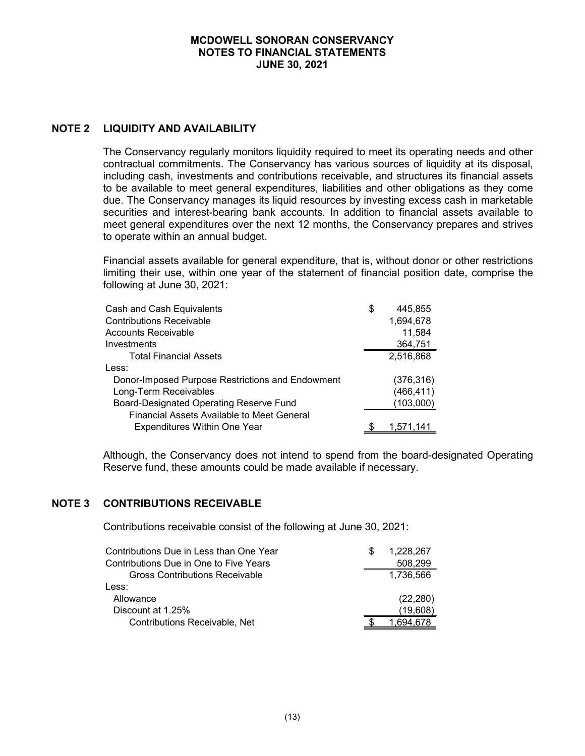## NOTE 2 LIQUIDITY AND AVAILABILITY

The Conservancy regularly monitors liquidity required to meet its operating needs and other contractual commitments. The Conservancy has various sources of liquidity at its disposal, including cash, investments and contributions receivable, and structures its financial assets to be available to meet general expenditures, liabilities and other obligations as they come due. The Conservancy manages its liquid resources by investing excess cash in marketable securities and interest-bearing bank accounts. In addition to financial assets available to meet general expenditures over the next 12 months, the Conservancy prepares and strives to operate within an annual budget.

Financial assets available for general expenditure, that is, without donor or other restrictions limiting their use, within one year of the statement of financial position date, comprise the following at June 30, 2021:

| | |
|---|---|
| Cash and Cash Equivalents | $ 445,855 |
| Contributions Receivable | 1,694,678 |
| Accounts Receivable | 11,584 |
| Investments | 364,751 |
| Total Financial Assets | 2,516,868 |
| Less: | |
| Donor-Imposed Purpose Restrictions and Endowment | (376,316) |
| Long-Term Receivables | (466,411) |
| Board-Designated Operating Reserve Fund | (103,000) |
| Financial Assets Available to Meet General Expenditures Within One Year | $ 1,571,141 |

Although, the Conservancy does not intend to spend from the board-designated Operating Reserve fund, these amounts could be made available if necessary.

## NOTE 3 CONTRIBUTIONS RECEIVABLE

Contributions receivable consist of the following at June 30, 2021:

| | |
|---|---|
| Contributions Due in Less than One Year | $ 1,228,267 |
| Contributions Due in One to Five Years | 508,299 |
| Gross Contributions Receivable | 1,736,566 |
| Less: | |
| Allowance | (22,280) |
| Discount at 1.25% | (19,608) |
| Contributions Receivable, Net | $ 1,694,678 |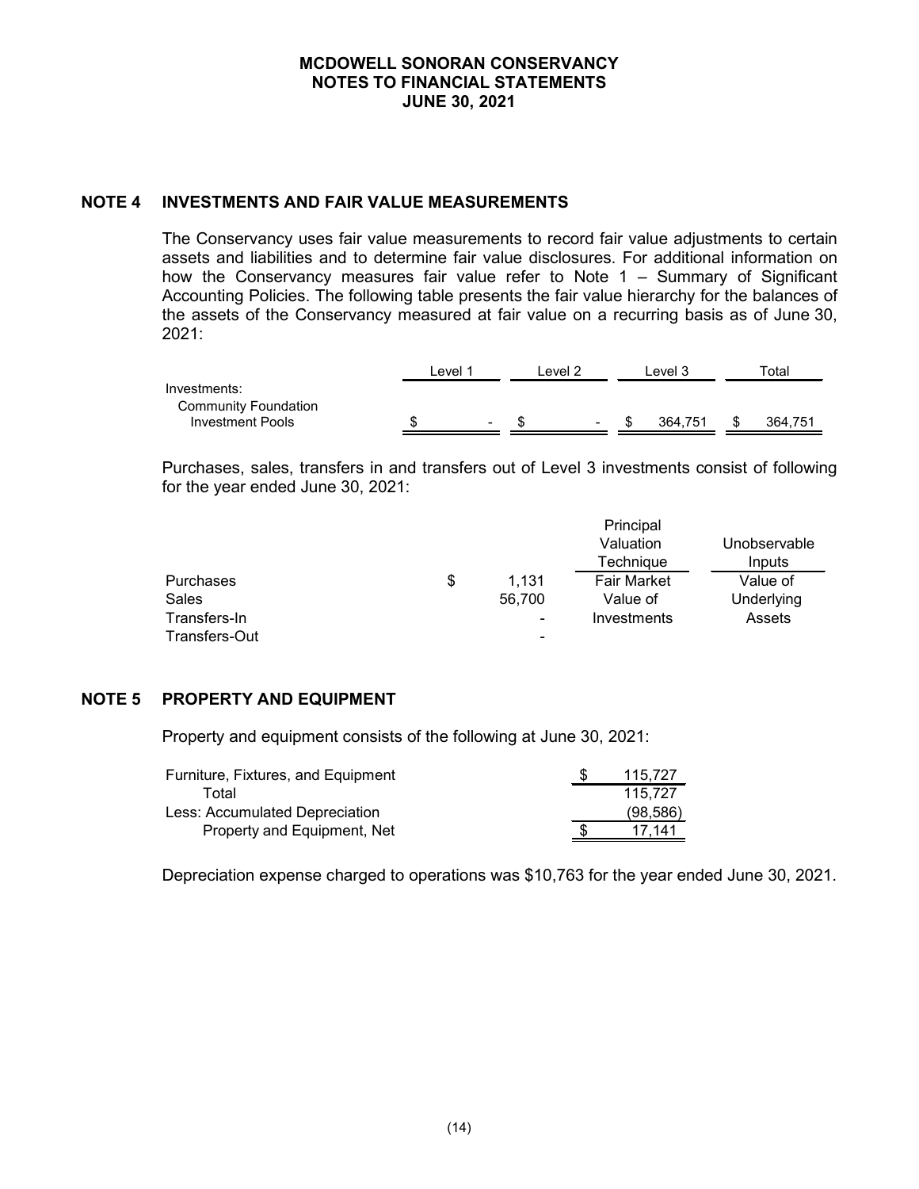## NOTE 4 INVESTMENTS AND FAIR VALUE MEASUREMENTS

The Conservancy uses fair value measurements to record fair value adjustments to certain assets and liabilities and to determine fair value disclosures. For additional information on how the Conservancy measures fair value refer to Note 1 – Summary of Significant Accounting Policies. The following table presents the fair value hierarchy for the balances of the assets of the Conservancy measured at fair value on a recurring basis as of June 30, 2021:

| | Level 1 | Level 2 | Level 3 | Total |
|---|---|---|---|---|
| Investments: | | | | |
| Community Foundation Investment Pools | $ - | $ - | $ 364,751 | $ 364,751 |

Purchases, sales, transfers in and transfers out of Level 3 investments consist of following for the year ended June 30, 2021:

| | | Principal Valuation Technique | Unobservable Inputs |
|---|---|---|---|
| Purchases | $ 1,131 | Fair Market | Value of |
| Sales | 56,700 | Value of | Underlying |
| Transfers-In | - | Investments | Assets |
| Transfers-Out | - | | |

## NOTE 5 PROPERTY AND EQUIPMENT

Property and equipment consists of the following at June 30, 2021:

| | |
|---|---|
| Furniture, Fixtures, and Equipment | $ 115,727 |
| Total | 115,727 |
| Less: Accumulated Depreciation | (98,586) |
| Property and Equipment, Net | $ 17,141 |

Depreciation expense charged to operations was $10,763 for the year ended June 30, 2021.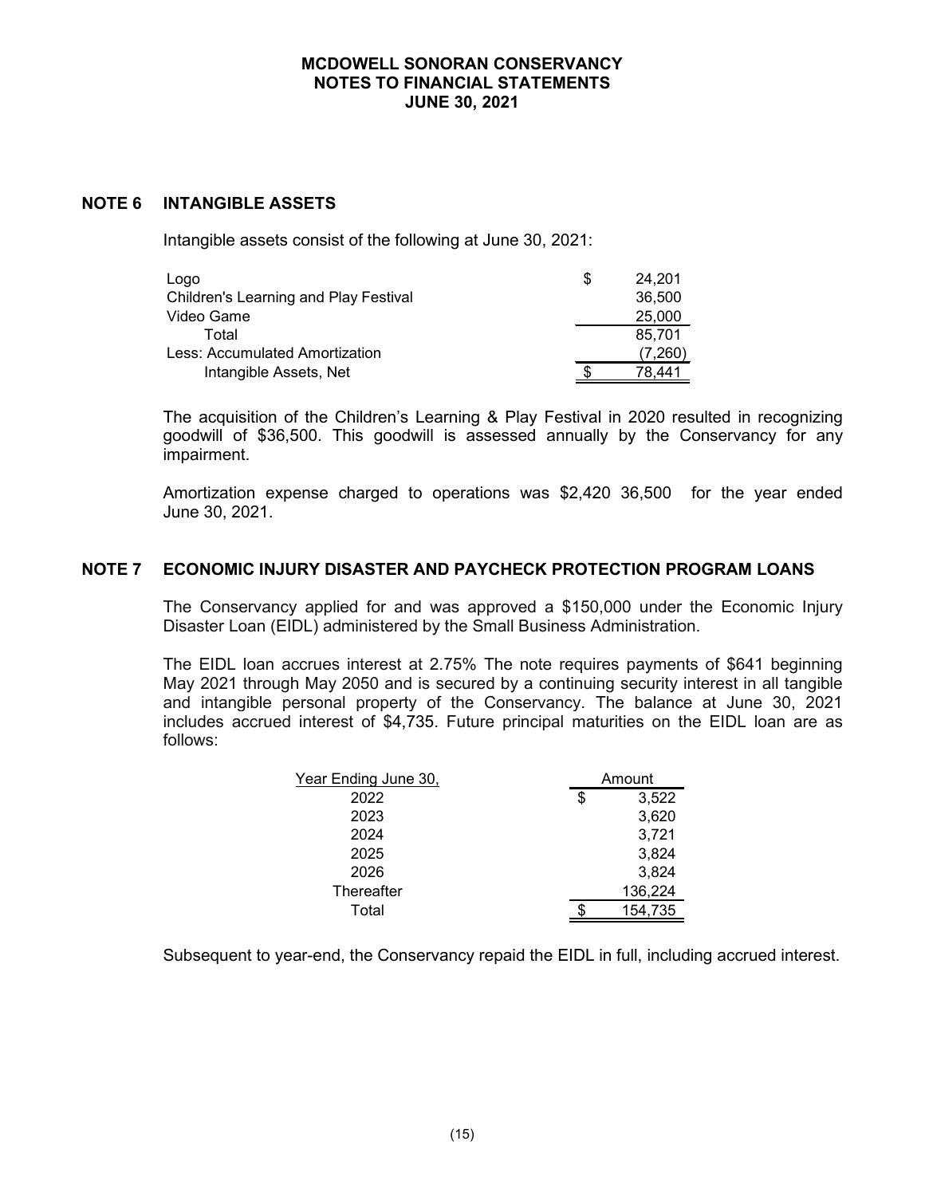## NOTE 6 INTANGIBLE ASSETS

Intangible assets consist of the following at June 30, 2021:

| | |
|---|---|
| Logo | $ 24,201 |
| Children's Learning and Play Festival | 36,500 |
| Video Game | 25,000 |
| Total | 85,701 |
| Less: Accumulated Amortization | (7,260) |
| Intangible Assets, Net | $ 78,441 |

The acquisition of the Children's Learning & Play Festival in 2020 resulted in recognizing goodwill of $36,500. This goodwill is assessed annually by the Conservancy for any impairment.

Amortization expense charged to operations was $2,420 36,500 for the year ended June 30, 2021.

## NOTE 7 ECONOMIC INJURY DISASTER AND PAYCHECK PROTECTION PROGRAM LOANS

The Conservancy applied for and was approved a $150,000 under the Economic Injury Disaster Loan (EIDL) administered by the Small Business Administration.

The EIDL loan accrues interest at 2.75% The note requires payments of $641 beginning May 2021 through May 2050 and is secured by a continuing security interest in all tangible and intangible personal property of the Conservancy. The balance at June 30, 2021 includes accrued interest of $4,735. Future principal maturities on the EIDL loan are as follows:

| Year Ending June 30, | Amount |
|---|---|
| 2022 | $ 3,522 |
| 2023 | 3,620 |
| 2024 | 3,721 |
| 2025 | 3,824 |
| 2026 | 3,824 |
| Thereafter | 136,224 |
| Total | $ 154,735 |

Subsequent to year-end, the Conservancy repaid the EIDL in full, including accrued interest.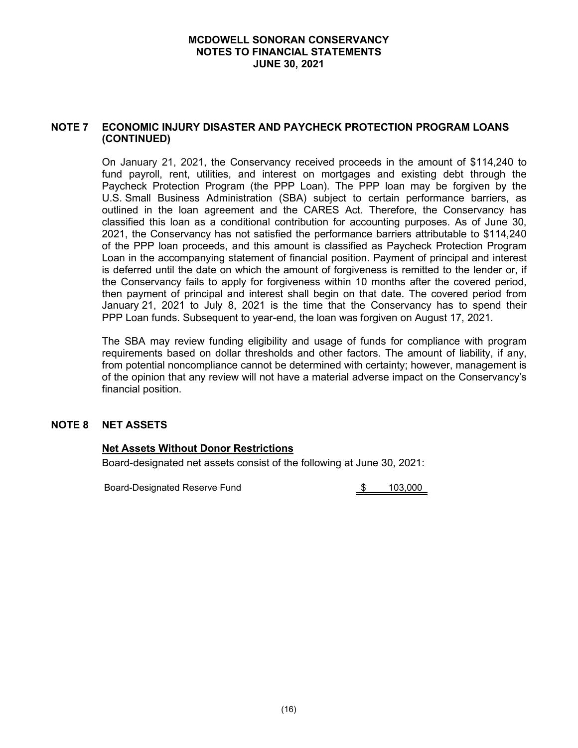## NOTE 7 ECONOMIC INJURY DISASTER AND PAYCHECK PROTECTION PROGRAM LOANS (CONTINUED)

On January 21, 2021, the Conservancy received proceeds in the amount of $114,240 to fund payroll, rent, utilities, and interest on mortgages and existing debt through the Paycheck Protection Program (the PPP Loan). The PPP loan may be forgiven by the U.S. Small Business Administration (SBA) subject to certain performance barriers, as outlined in the loan agreement and the CARES Act. Therefore, the Conservancy has classified this loan as a conditional contribution for accounting purposes. As of June 30, 2021, the Conservancy has not satisfied the performance barriers attributable to $114,240 of the PPP loan proceeds, and this amount is classified as Paycheck Protection Program Loan in the accompanying statement of financial position. Payment of principal and interest is deferred until the date on which the amount of forgiveness is remitted to the lender or, if the Conservancy fails to apply for forgiveness within 10 months after the covered period, then payment of principal and interest shall begin on that date. The covered period from January 21, 2021 to July 8, 2021 is the time that the Conservancy has to spend their PPP Loan funds. Subsequent to year-end, the loan was forgiven on August 17, 2021.

The SBA may review funding eligibility and usage of funds for compliance with program requirements based on dollar thresholds and other factors. The amount of liability, if any, from potential noncompliance cannot be determined with certainty; however, management is of the opinion that any review will not have a material adverse impact on the Conservancy's financial position.

## NOTE 8 NET ASSETS

**Net Assets Without Donor Restrictions**

Board-designated net assets consist of the following at June 30, 2021:

| | |
|---|---|
| Board-Designated Reserve Fund | $ 103,000 |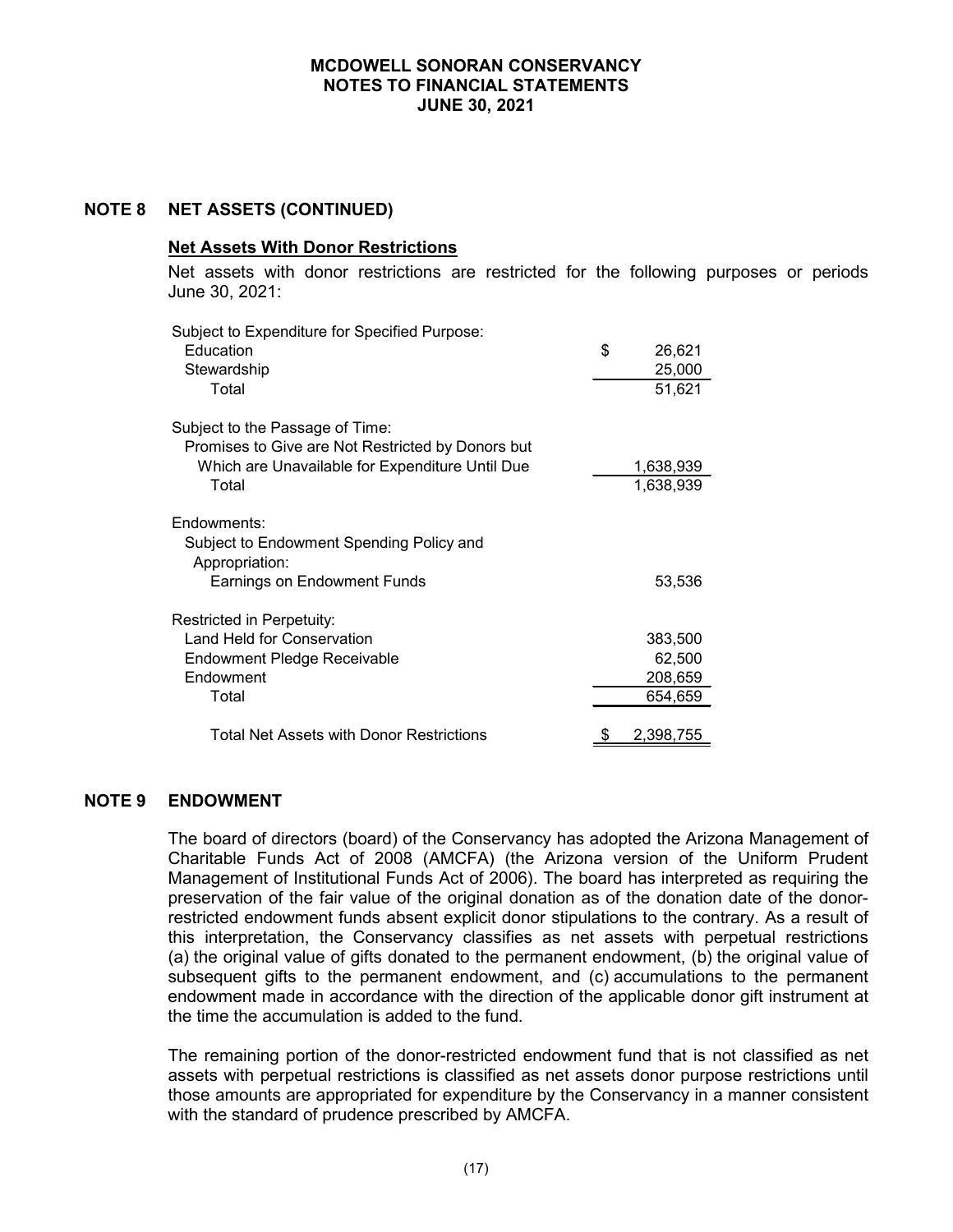## NOTE 8 NET ASSETS (CONTINUED)

**Net Assets With Donor Restrictions**

Net assets with donor restrictions are restricted for the following purposes or periods June 30, 2021:

| | |
|---|---|
| Subject to Expenditure for Specified Purpose: | |
| Education | $ 26,621 |
| Stewardship | 25,000 |
| Total | 51,621 |
| | |
| Subject to the Passage of Time: | |
| Promises to Give are Not Restricted by Donors but Which are Unavailable for Expenditure Until Due | 1,638,939 |
| Total | 1,638,939 |
| | |
| Endowments: | |
| Subject to Endowment Spending Policy and Appropriation: | |
| Earnings on Endowment Funds | 53,536 |
| | |
| Restricted in Perpetuity: | |
| Land Held for Conservation | 383,500 |
| Endowment Pledge Receivable | 62,500 |
| Endowment | 208,659 |
| Total | 654,659 |
| | |
| Total Net Assets with Donor Restrictions | $ 2,398,755 |

## NOTE 9 ENDOWMENT

The board of directors (board) of the Conservancy has adopted the Arizona Management of Charitable Funds Act of 2008 (AMCFA) (the Arizona version of the Uniform Prudent Management of Institutional Funds Act of 2006). The board has interpreted as requiring the preservation of the fair value of the original donation as of the donation date of the donor-restricted endowment funds absent explicit donor stipulations to the contrary. As a result of this interpretation, the Conservancy classifies as net assets with perpetual restrictions (a) the original value of gifts donated to the permanent endowment, (b) the original value of subsequent gifts to the permanent endowment, and (c) accumulations to the permanent endowment made in accordance with the direction of the applicable donor gift instrument at the time the accumulation is added to the fund.

The remaining portion of the donor-restricted endowment fund that is not classified as net assets with perpetual restrictions is classified as net assets donor purpose restrictions until those amounts are appropriated for expenditure by the Conservancy in a manner consistent with the standard of prudence prescribed by AMCFA.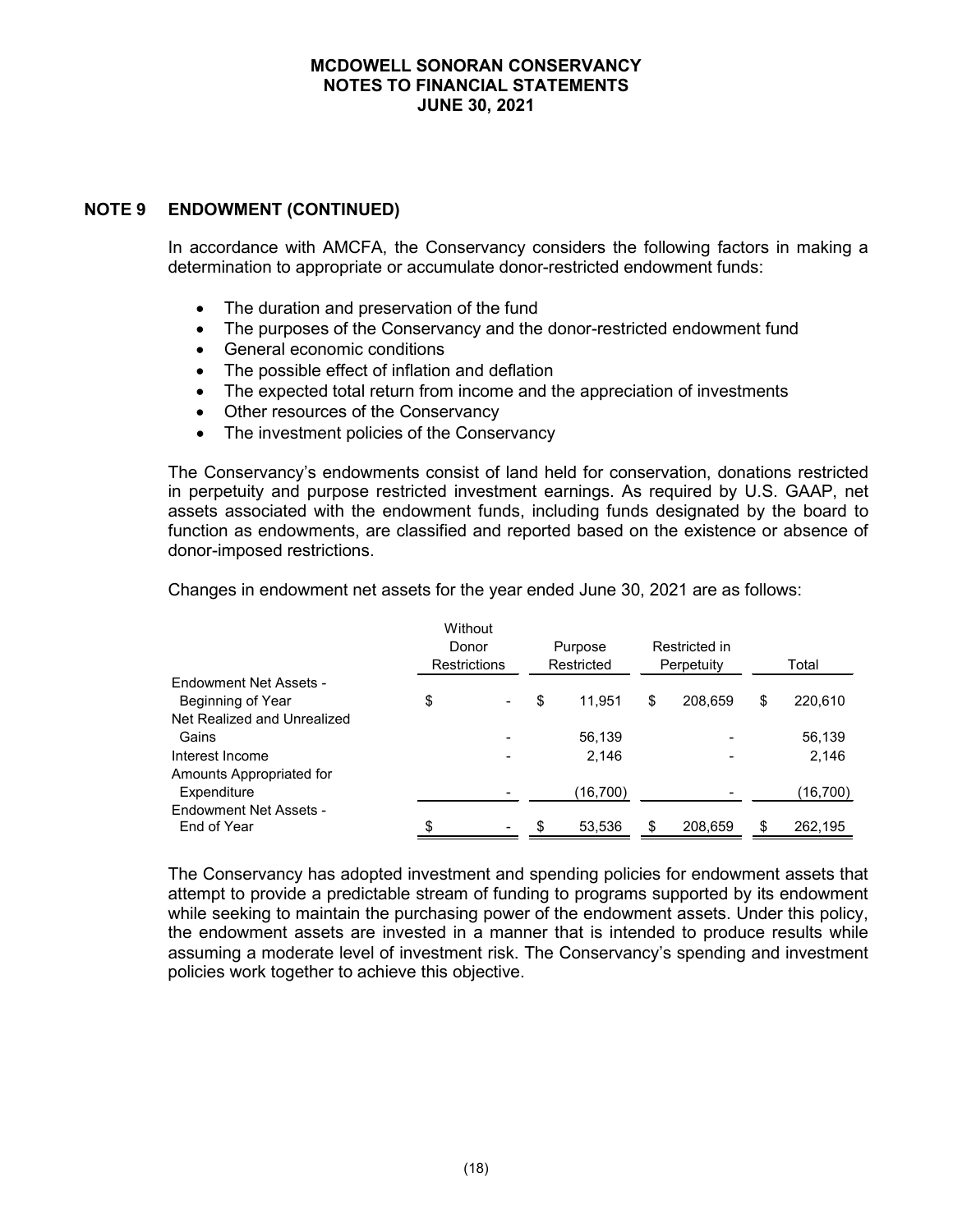## NOTE 9 ENDOWMENT (CONTINUED)

In accordance with AMCFA, the Conservancy considers the following factors in making a determination to appropriate or accumulate donor-restricted endowment funds:

- The duration and preservation of the fund
- The purposes of the Conservancy and the donor-restricted endowment fund
- General economic conditions
- The possible effect of inflation and deflation
- The expected total return from income and the appreciation of investments
- Other resources of the Conservancy
- The investment policies of the Conservancy

The Conservancy's endowments consist of land held for conservation, donations restricted in perpetuity and purpose restricted investment earnings. As required by U.S. GAAP, net assets associated with the endowment funds, including funds designated by the board to function as endowments, are classified and reported based on the existence or absence of donor-imposed restrictions.

Changes in endowment net assets for the year ended June 30, 2021 are as follows:

| | Without Donor Restrictions | Purpose Restricted | Restricted in Perpetuity | Total |
|---|---|---|---|---|
| Endowment Net Assets - Beginning of Year | $ - | $ 11,951 | $ 208,659 | $ 220,610 |
| Net Realized and Unrealized Gains | - | 56,139 | - | 56,139 |
| Interest Income | - | 2,146 | - | 2,146 |
| Amounts Appropriated for Expenditure | - | (16,700) | - | (16,700) |
| Endowment Net Assets - End of Year | $ - | $ 53,536 | $ 208,659 | $ 262,195 |

The Conservancy has adopted investment and spending policies for endowment assets that attempt to provide a predictable stream of funding to programs supported by its endowment while seeking to maintain the purchasing power of the endowment assets. Under this policy, the endowment assets are invested in a manner that is intended to produce results while assuming a moderate level of investment risk. The Conservancy's spending and investment policies work together to achieve this objective.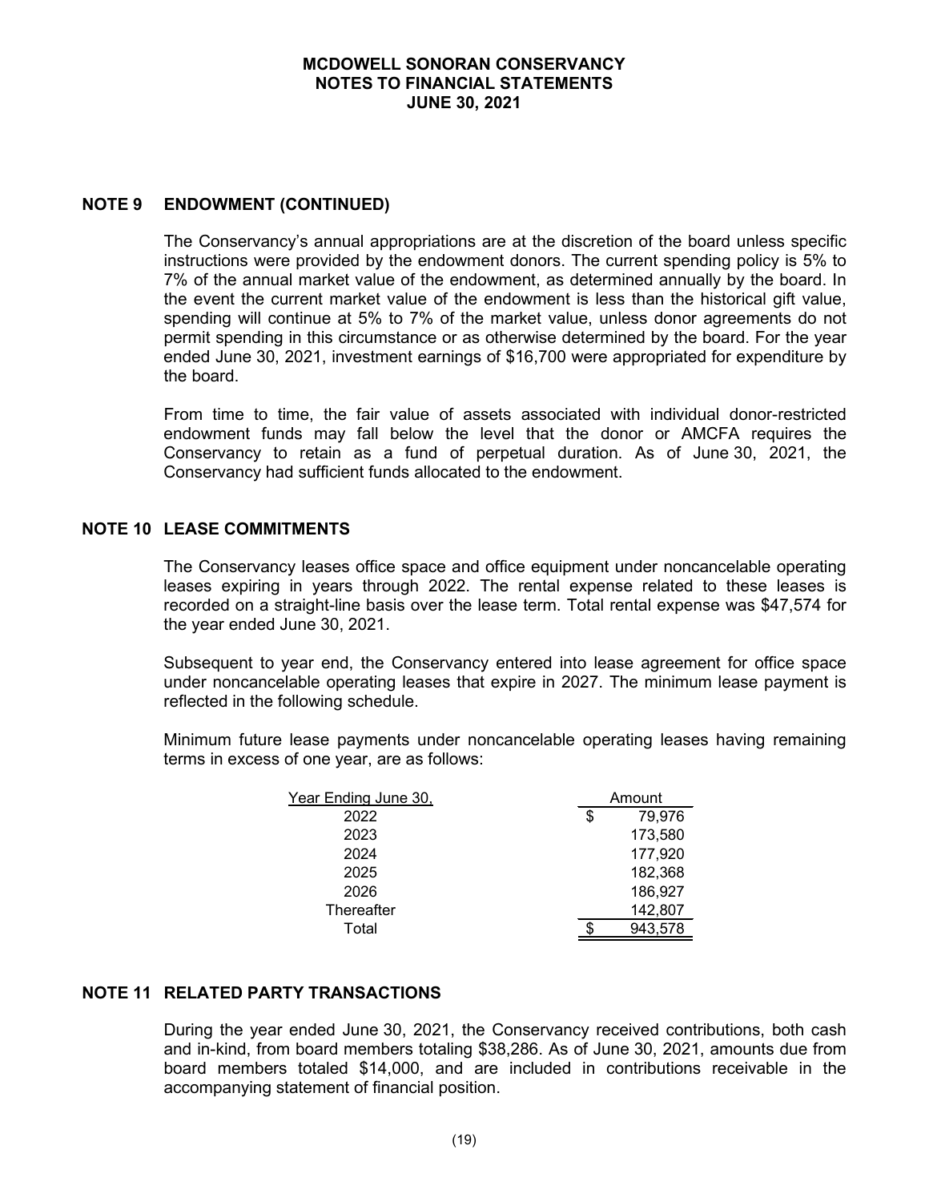# MCDOWELL SONORAN CONSERVANCY
# NOTES TO FINANCIAL STATEMENTS
# JUNE 30, 2021

## NOTE 9 ENDOWMENT (CONTINUED)

The Conservancy's annual appropriations are at the discretion of the board unless specific instructions were provided by the endowment donors. The current spending policy is 5% to 7% of the annual market value of the endowment, as determined annually by the board. In the event the current market value of the endowment is less than the historical gift value, spending will continue at 5% to 7% of the market value, unless donor agreements do not permit spending in this circumstance or as otherwise determined by the board. For the year ended June 30, 2021, investment earnings of $16,700 were appropriated for expenditure by the board.

From time to time, the fair value of assets associated with individual donor-restricted endowment funds may fall below the level that the donor or AMCFA requires the Conservancy to retain as a fund of perpetual duration. As of June 30, 2021, the Conservancy had sufficient funds allocated to the endowment.

## NOTE 10 LEASE COMMITMENTS

The Conservancy leases office space and office equipment under noncancelable operating leases expiring in years through 2022. The rental expense related to these leases is recorded on a straight-line basis over the lease term. Total rental expense was $47,574 for the year ended June 30, 2021.

Subsequent to year end, the Conservancy entered into lease agreement for office space under noncancelable operating leases that expire in 2027. The minimum lease payment is reflected in the following schedule.

Minimum future lease payments under noncancelable operating leases having remaining terms in excess of one year, are as follows:

| Year Ending June 30, | Amount |
|---|---|
| 2022 | $ 79,976 |
| 2023 | 173,580 |
| 2024 | 177,920 |
| 2025 | 182,368 |
| 2026 | 186,927 |
| Thereafter | 142,807 |
| Total | $ 943,578 |

## NOTE 11 RELATED PARTY TRANSACTIONS

During the year ended June 30, 2021, the Conservancy received contributions, both cash and in-kind, from board members totaling $38,286. As of June 30, 2021, amounts due from board members totaled $14,000, and are included in contributions receivable in the accompanying statement of financial position.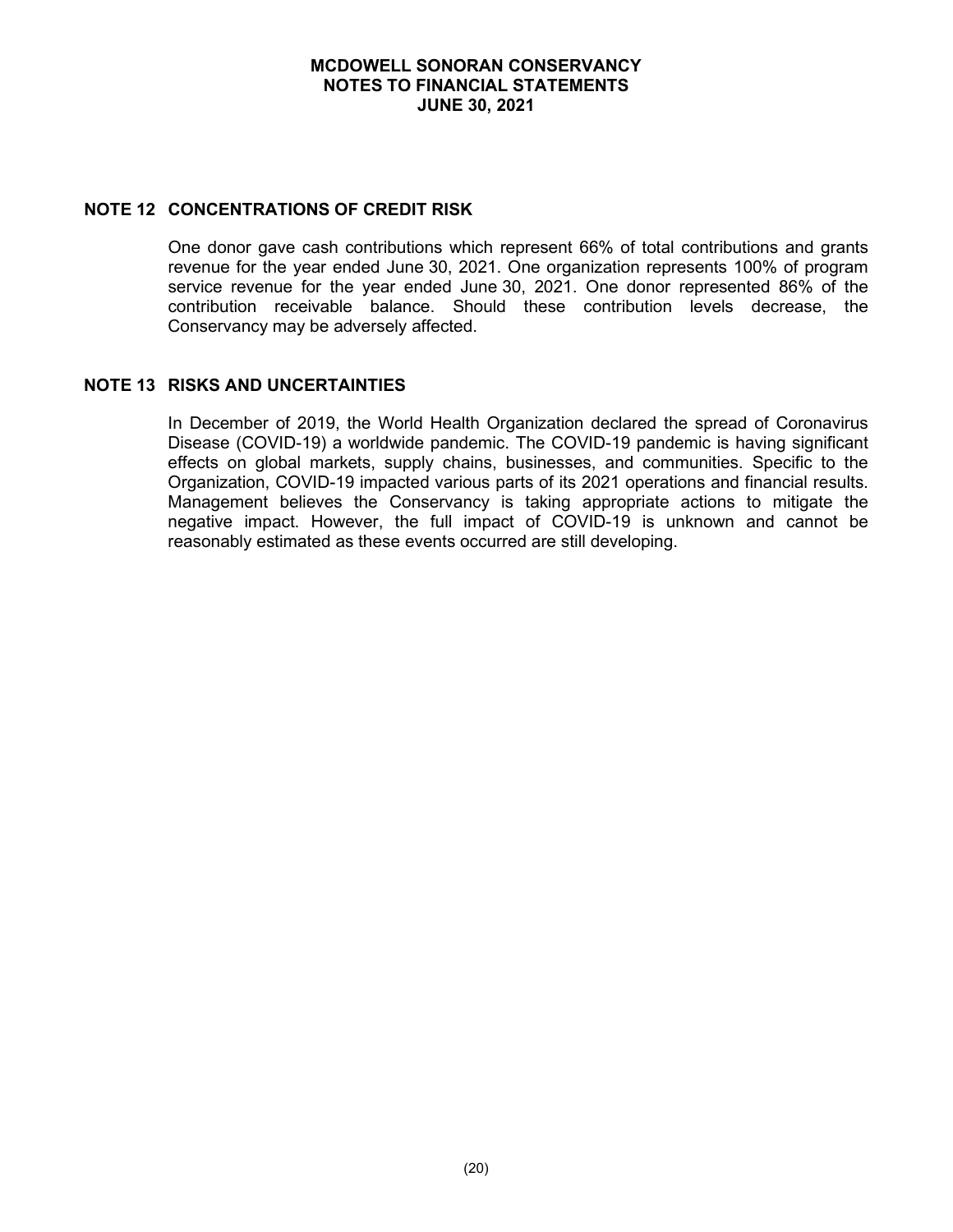## NOTE 12 CONCENTRATIONS OF CREDIT RISK

One donor gave cash contributions which represent 66% of total contributions and grants revenue for the year ended June 30, 2021. One organization represents 100% of program service revenue for the year ended June 30, 2021. One donor represented 86% of the contribution receivable balance. Should these contribution levels decrease, the Conservancy may be adversely affected.

## NOTE 13 RISKS AND UNCERTAINTIES

In December of 2019, the World Health Organization declared the spread of Coronavirus Disease (COVID-19) a worldwide pandemic. The COVID-19 pandemic is having significant effects on global markets, supply chains, businesses, and communities. Specific to the Organization, COVID-19 impacted various parts of its 2021 operations and financial results. Management believes the Conservancy is taking appropriate actions to mitigate the negative impact. However, the full impact of COVID-19 is unknown and cannot be reasonably estimated as these events occurred are still developing.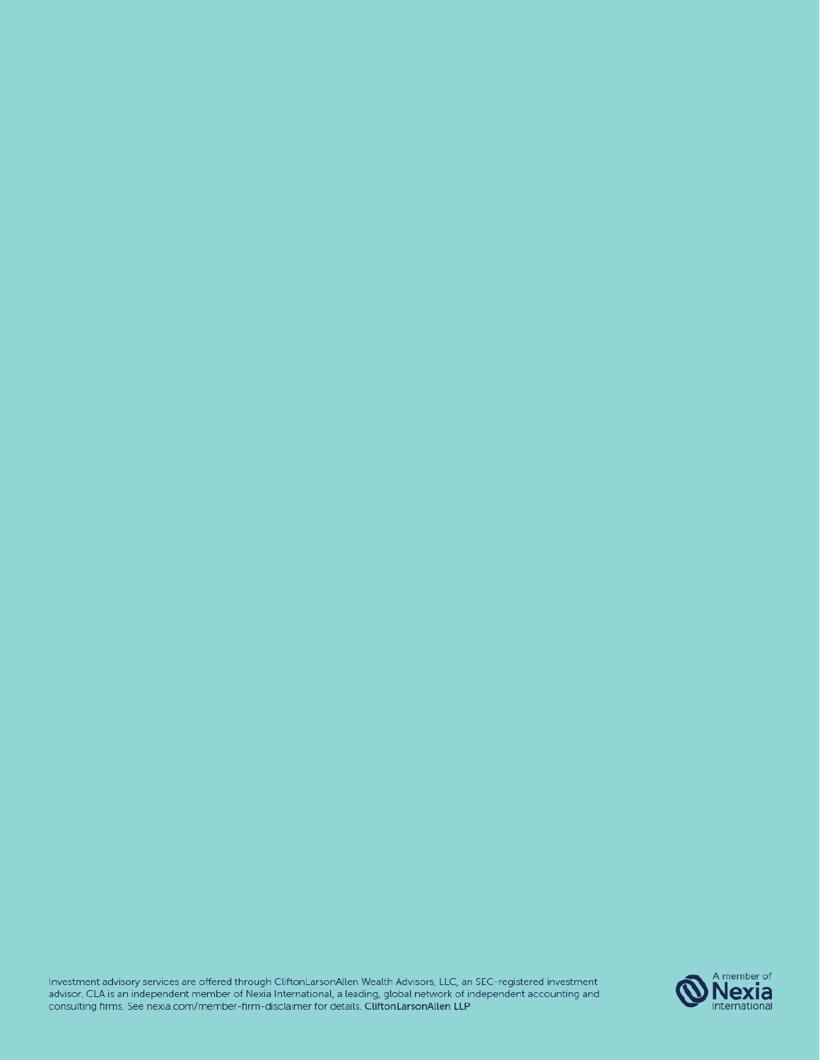Investment advisory services are offered through CliftonLarsonAllen Wealth Advisors, LLC, an SEC-registered investment advisor. CLA is an independent member of Nexia International, a leading, global network of independent accounting and consulting firms. See nexia.com/member-firm-disclaimer for details. **CliftonLarsonAllen LLP**

A member of Nexia International